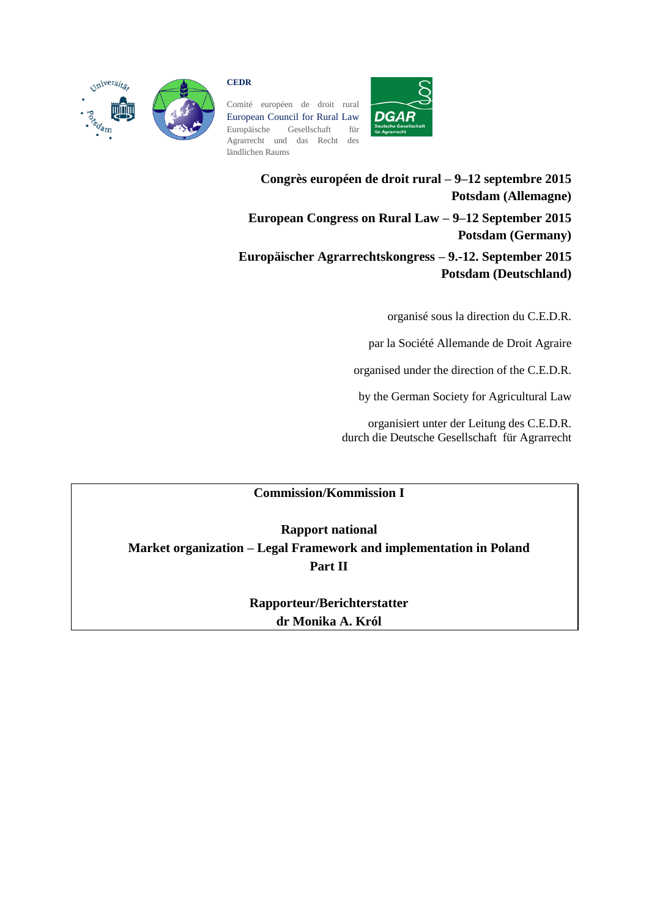**CEDR**

Comité européen de droit rural
European Council for Rural Law
Europäische Gesellschaft für Agrarrecht und das Recht des ländlichen Raums

**Congrès européen de droit rural – 9–12 septembre 2015**
**Potsdam (Allemagne)**

**European Congress on Rural Law – 9–12 September 2015**
**Potsdam (Germany)**

**Europäischer Agrarrechtskongress – 9.-12. September 2015**
**Potsdam (Deutschland)**

organisé sous la direction du C.E.D.R.

par la Société Allemande de Droit Agraire

organised under the direction of the C.E.D.R.

by the German Society for Agricultural Law

organisiert unter der Leitung des C.E.D.R.
durch die Deutsche Gesellschaft für Agrarrecht

**Commission/Kommission I**

**Rapport national**
**Market organization – Legal Framework and implementation in Poland**
**Part II**

**Rapporteur/Berichterstatter**
**dr Monika A. Król**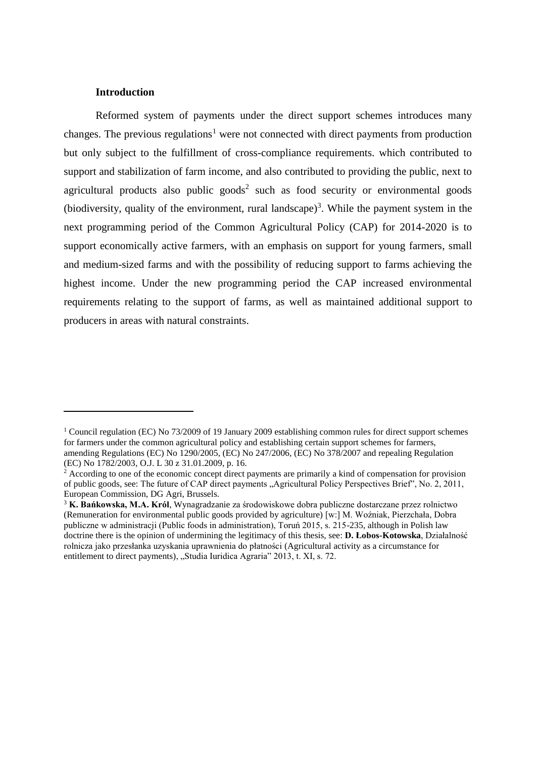## Introduction

Reformed system of payments under the direct support schemes introduces many changes. The previous regulations[1] were not connected with direct payments from production but only subject to the fulfillment of cross-compliance requirements. which contributed to support and stabilization of farm income, and also contributed to providing the public, next to agricultural products also public goods[2] such as food security or environmental goods (biodiversity, quality of the environment, rural landscape)[3]. While the payment system in the next programming period of the Common Agricultural Policy (CAP) for 2014-2020 is to support economically active farmers, with an emphasis on support for young farmers, small and medium-sized farms and with the possibility of reducing support to farms achieving the highest income. Under the new programming period the CAP increased environmental requirements relating to the support of farms, as well as maintained additional support to producers in areas with natural constraints.

---

[1] Council regulation (EC) No 73/2009 of 19 January 2009 establishing common rules for direct support schemes for farmers under the common agricultural policy and establishing certain support schemes for farmers, amending Regulations (EC) No 1290/2005, (EC) No 247/2006, (EC) No 378/2007 and repealing Regulation (EC) No 1782/2003, O.J. L 30 z 31.01.2009, p. 16.

[2] According to one of the economic concept direct payments are primarily a kind of compensation for provision of public goods, see: The future of CAP direct payments „Agricultural Policy Perspectives Brief", No. 2, 2011, European Commission, DG Agri, Brussels.

[3] **K. Bańkowska, M.A. Król**, Wynagradzanie za środowiskowe dobra publiczne dostarczane przez rolnictwo (Remuneration for environmental public goods provided by agriculture) [w:] M. Woźniak, Pierzchała, Dobra publiczne w administracji (Public foods in administration), Toruń 2015, s. 215-235, although in Polish law doctrine there is the opinion of undermining the legitimacy of this thesis, see: **D. Łobos-Kotowska**, Działalność rolnicza jako przesłanka uzyskania uprawnienia do płatności (Agricultural activity as a circumstance for entitlement to direct payments), „Studia Iuridica Agraria" 2013, t. XI, s. 72.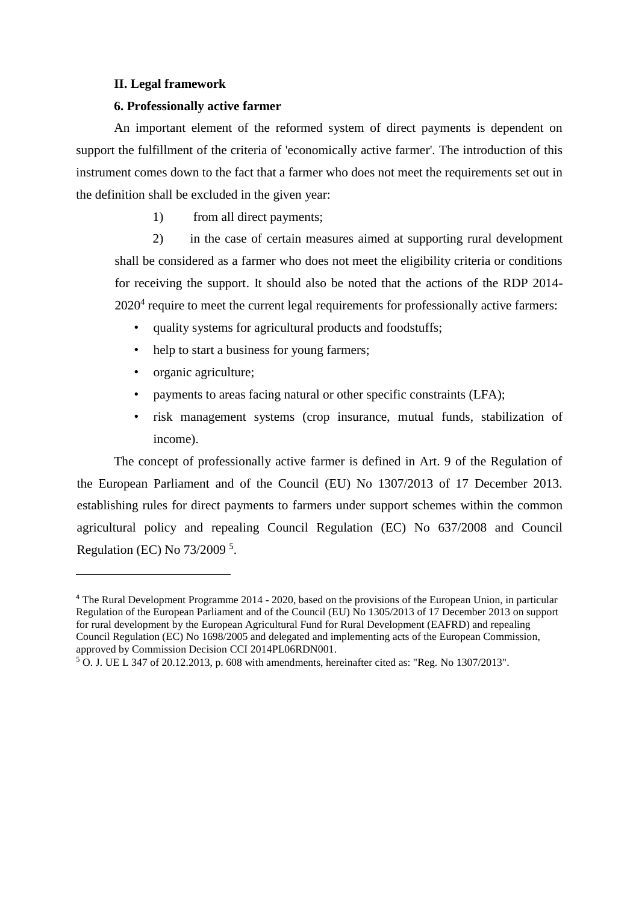**II. Legal framework**

**6. Professionally active farmer**

An important element of the reformed system of direct payments is dependent on support the fulfillment of the criteria of 'economically active farmer'. The introduction of this instrument comes down to the fact that a farmer who does not meet the requirements set out in the definition shall be excluded in the given year:

1) from all direct payments;

2) in the case of certain measures aimed at supporting rural development shall be considered as a farmer who does not meet the eligibility criteria or conditions for receiving the support. It should also be noted that the actions of the RDP 2014-2020[4] require to meet the current legal requirements for professionally active farmers:

- quality systems for agricultural products and foodstuffs;
- help to start a business for young farmers;
- organic agriculture;
- payments to areas facing natural or other specific constraints (LFA);
- risk management systems (crop insurance, mutual funds, stabilization of income).

The concept of professionally active farmer is defined in Art. 9 of the Regulation of the European Parliament and of the Council (EU) No 1307/2013 of 17 December 2013. establishing rules for direct payments to farmers under support schemes within the common agricultural policy and repealing Council Regulation (EC) No 637/2008 and Council Regulation (EC) No 73/2009 [5].

---

[4] The Rural Development Programme 2014 - 2020, based on the provisions of the European Union, in particular Regulation of the European Parliament and of the Council (EU) No 1305/2013 of 17 December 2013 on support for rural development by the European Agricultural Fund for Rural Development (EAFRD) and repealing Council Regulation (EC) No 1698/2005 and delegated and implementing acts of the European Commission, approved by Commission Decision CCI 2014PL06RDN001.

[5] O. J. UE L 347 of 20.12.2013, p. 608 with amendments, hereinafter cited as: "Reg. No 1307/2013".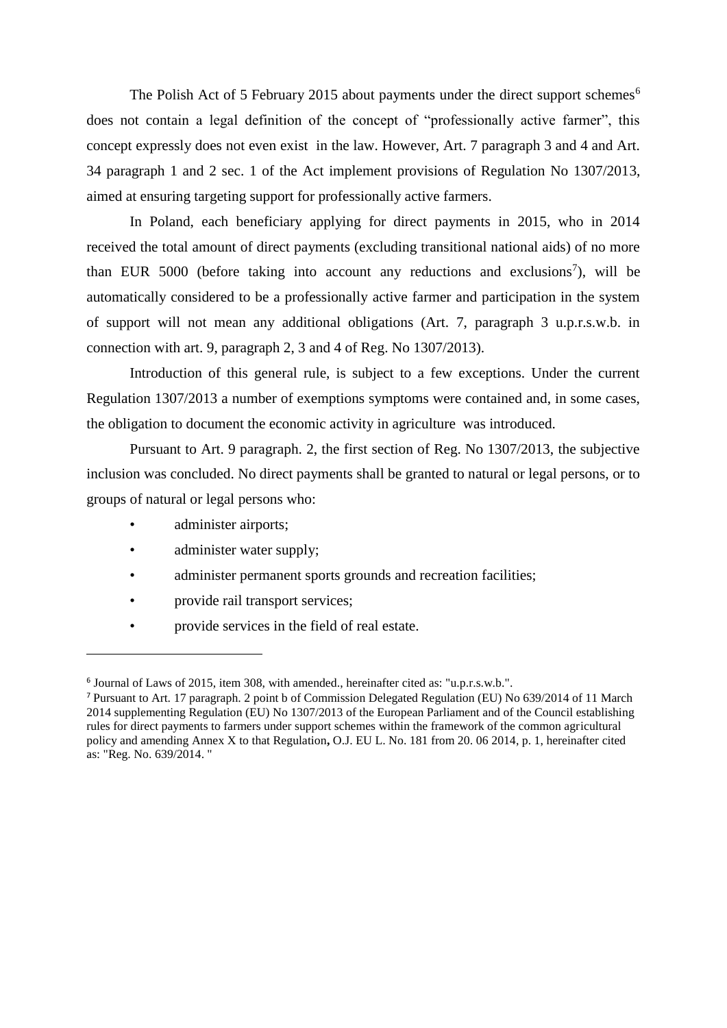The Polish Act of 5 February 2015 about payments under the direct support schemes[6] does not contain a legal definition of the concept of "professionally active farmer", this concept expressly does not even exist in the law. However, Art. 7 paragraph 3 and 4 and Art. 34 paragraph 1 and 2 sec. 1 of the Act implement provisions of Regulation No 1307/2013, aimed at ensuring targeting support for professionally active farmers.

In Poland, each beneficiary applying for direct payments in 2015, who in 2014 received the total amount of direct payments (excluding transitional national aids) of no more than EUR 5000 (before taking into account any reductions and exclusions[7]), will be automatically considered to be a professionally active farmer and participation in the system of support will not mean any additional obligations (Art. 7, paragraph 3 u.p.r.s.w.b. in connection with art. 9, paragraph 2, 3 and 4 of Reg. No 1307/2013).

Introduction of this general rule, is subject to a few exceptions. Under the current Regulation 1307/2013 a number of exemptions symptoms were contained and, in some cases, the obligation to document the economic activity in agriculture was introduced.

Pursuant to Art. 9 paragraph. 2, the first section of Reg. No 1307/2013, the subjective inclusion was concluded. No direct payments shall be granted to natural or legal persons, or to groups of natural or legal persons who:

- administer airports;
- administer water supply;
- administer permanent sports grounds and recreation facilities;
- provide rail transport services;
- provide services in the field of real estate.

---

[6] Journal of Laws of 2015, item 308, with amended., hereinafter cited as: "u.p.r.s.w.b.".

[7] Pursuant to Art. 17 paragraph. 2 point b of Commission Delegated Regulation (EU) No 639/2014 of 11 March 2014 supplementing Regulation (EU) No 1307/2013 of the European Parliament and of the Council establishing rules for direct payments to farmers under support schemes within the framework of the common agricultural policy and amending Annex X to that Regulation**,** O.J. EU L. No. 181 from 20. 06 2014, p. 1, hereinafter cited as: "Reg. No. 639/2014. "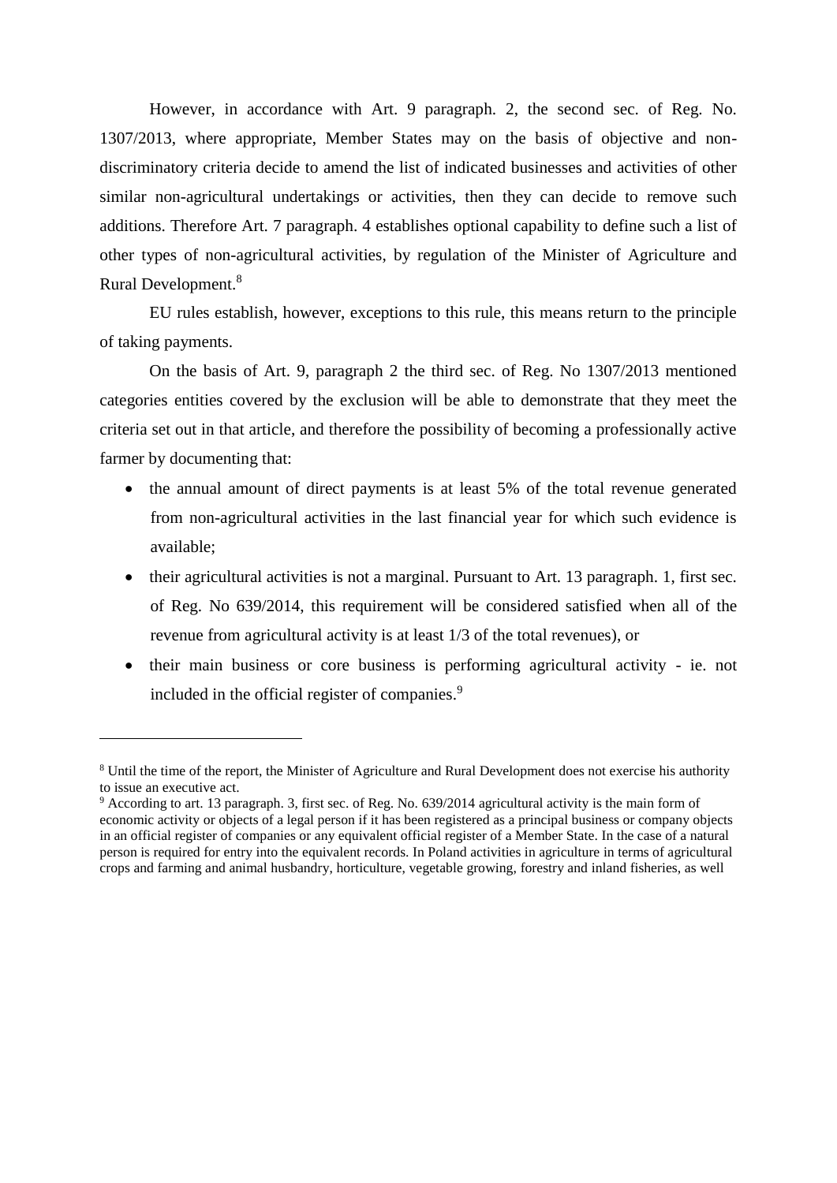However, in accordance with Art. 9 paragraph. 2, the second sec. of Reg. No. 1307/2013, where appropriate, Member States may on the basis of objective and non-discriminatory criteria decide to amend the list of indicated businesses and activities of other similar non-agricultural undertakings or activities, then they can decide to remove such additions. Therefore Art. 7 paragraph. 4 establishes optional capability to define such a list of other types of non-agricultural activities, by regulation of the Minister of Agriculture and Rural Development.[8]

EU rules establish, however, exceptions to this rule, this means return to the principle of taking payments.

On the basis of Art. 9, paragraph 2 the third sec. of Reg. No 1307/2013 mentioned categories entities covered by the exclusion will be able to demonstrate that they meet the criteria set out in that article, and therefore the possibility of becoming a professionally active farmer by documenting that:

- the annual amount of direct payments is at least 5% of the total revenue generated from non-agricultural activities in the last financial year for which such evidence is available;
- their agricultural activities is not a marginal. Pursuant to Art. 13 paragraph. 1, first sec. of Reg. No 639/2014, this requirement will be considered satisfied when all of the revenue from agricultural activity is at least 1/3 of the total revenues), or
- their main business or core business is performing agricultural activity - ie. not included in the official register of companies.[9]

---

[8] Until the time of the report, the Minister of Agriculture and Rural Development does not exercise his authority to issue an executive act.

[9] According to art. 13 paragraph. 3, first sec. of Reg. No. 639/2014 agricultural activity is the main form of economic activity or objects of a legal person if it has been registered as a principal business or company objects in an official register of companies or any equivalent official register of a Member State. In the case of a natural person is required for entry into the equivalent records. In Poland activities in agriculture in terms of agricultural crops and farming and animal husbandry, horticulture, vegetable growing, forestry and inland fisheries, as well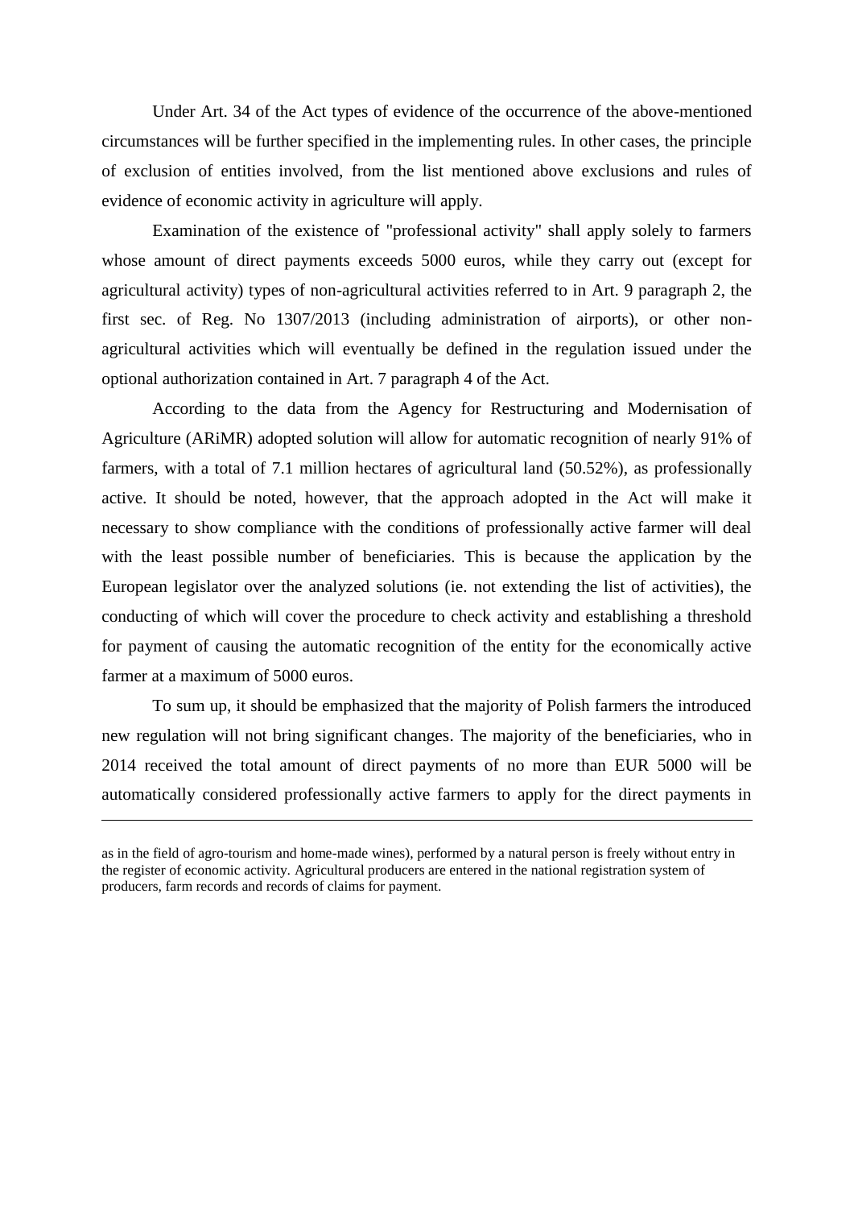Under Art. 34 of the Act types of evidence of the occurrence of the above-mentioned circumstances will be further specified in the implementing rules. In other cases, the principle of exclusion of entities involved, from the list mentioned above exclusions and rules of evidence of economic activity in agriculture will apply.

Examination of the existence of "professional activity" shall apply solely to farmers whose amount of direct payments exceeds 5000 euros, while they carry out (except for agricultural activity) types of non-agricultural activities referred to in Art. 9 paragraph 2, the first sec. of Reg. No 1307/2013 (including administration of airports), or other non-agricultural activities which will eventually be defined in the regulation issued under the optional authorization contained in Art. 7 paragraph 4 of the Act.

According to the data from the Agency for Restructuring and Modernisation of Agriculture (ARiMR) adopted solution will allow for automatic recognition of nearly 91% of farmers, with a total of 7.1 million hectares of agricultural land (50.52%), as professionally active. It should be noted, however, that the approach adopted in the Act will make it necessary to show compliance with the conditions of professionally active farmer will deal with the least possible number of beneficiaries. This is because the application by the European legislator over the analyzed solutions (ie. not extending the list of activities), the conducting of which will cover the procedure to check activity and establishing a threshold for payment of causing the automatic recognition of the entity for the economically active farmer at a maximum of 5000 euros.

To sum up, it should be emphasized that the majority of Polish farmers the introduced new regulation will not bring significant changes. The majority of the beneficiaries, who in 2014 received the total amount of direct payments of no more than EUR 5000 will be automatically considered professionally active farmers to apply for the direct payments in

---

as in the field of agro-tourism and home-made wines), performed by a natural person is freely without entry in the register of economic activity. Agricultural producers are entered in the national registration system of producers, farm records and records of claims for payment.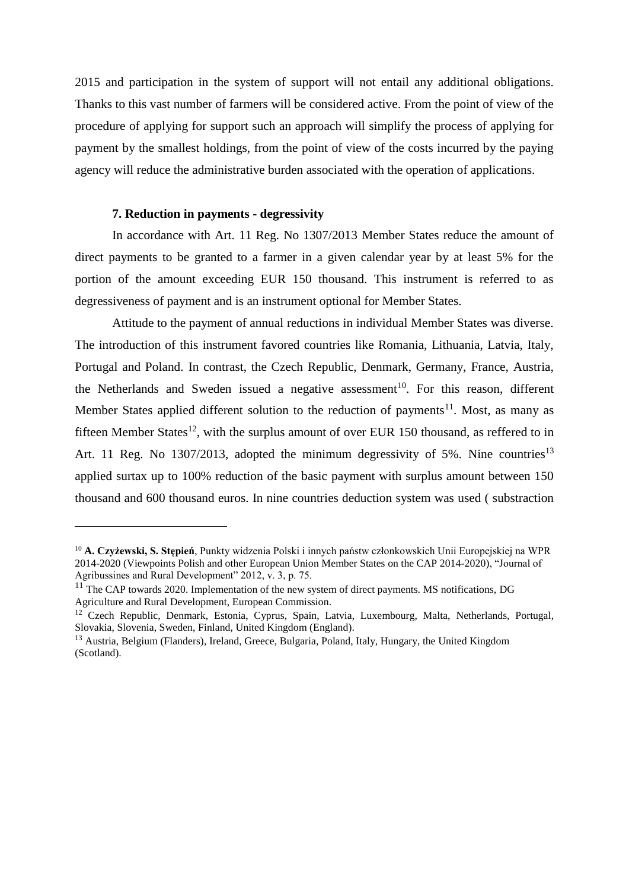2015 and participation in the system of support will not entail any additional obligations. Thanks to this vast number of farmers will be considered active. From the point of view of the procedure of applying for support such an approach will simplify the process of applying for payment by the smallest holdings, from the point of view of the costs incurred by the paying agency will reduce the administrative burden associated with the operation of applications.

### 7. Reduction in payments - degressivity

In accordance with Art. 11 Reg. No 1307/2013 Member States reduce the amount of direct payments to be granted to a farmer in a given calendar year by at least 5% for the portion of the amount exceeding EUR 150 thousand. This instrument is referred to as degressiveness of payment and is an instrument optional for Member States.

Attitude to the payment of annual reductions in individual Member States was diverse. The introduction of this instrument favored countries like Romania, Lithuania, Latvia, Italy, Portugal and Poland. In contrast, the Czech Republic, Denmark, Germany, France, Austria, the Netherlands and Sweden issued a negative assessment[10]. For this reason, different Member States applied different solution to the reduction of payments[11]. Most, as many as fifteen Member States[12], with the surplus amount of over EUR 150 thousand, as reffered to in Art. 11 Reg. No 1307/2013, adopted the minimum degressivity of 5%. Nine countries[13] applied surtax up to 100% reduction of the basic payment with surplus amount between 150 thousand and 600 thousand euros. In nine countries deduction system was used ( substraction

---

[10] **A. Czyżewski, S. Stępień**, Punkty widzenia Polski i innych państw członkowskich Unii Europejskiej na WPR 2014-2020 (Viewpoints Polish and other European Union Member States on the CAP 2014-2020), "Journal of Agribussines and Rural Development" 2012, v. 3, p. 75.

[11] The CAP towards 2020. Implementation of the new system of direct payments. MS notifications, DG Agriculture and Rural Development, European Commission.

[12] Czech Republic, Denmark, Estonia, Cyprus, Spain, Latvia, Luxembourg, Malta, Netherlands, Portugal, Slovakia, Slovenia, Sweden, Finland, United Kingdom (England).

[13] Austria, Belgium (Flanders), Ireland, Greece, Bulgaria, Poland, Italy, Hungary, the United Kingdom (Scotland).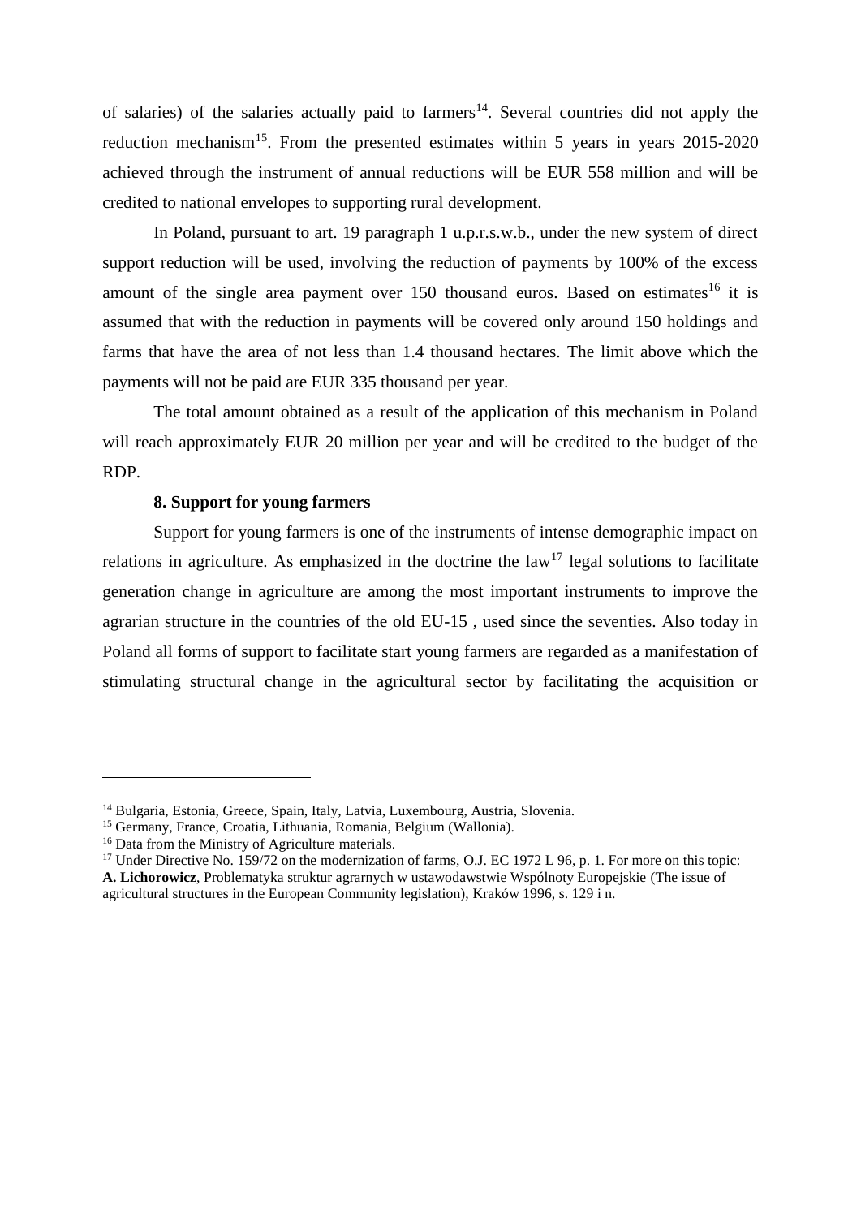of salaries) of the salaries actually paid to farmers[14]. Several countries did not apply the reduction mechanism[15]. From the presented estimates within 5 years in years 2015-2020 achieved through the instrument of annual reductions will be EUR 558 million and will be credited to national envelopes to supporting rural development.

In Poland, pursuant to art. 19 paragraph 1 u.p.r.s.w.b., under the new system of direct support reduction will be used, involving the reduction of payments by 100% of the excess amount of the single area payment over 150 thousand euros. Based on estimates[16] it is assumed that with the reduction in payments will be covered only around 150 holdings and farms that have the area of not less than 1.4 thousand hectares. The limit above which the payments will not be paid are EUR 335 thousand per year.

The total amount obtained as a result of the application of this mechanism in Poland will reach approximately EUR 20 million per year and will be credited to the budget of the RDP.

**8. Support for young farmers**

Support for young farmers is one of the instruments of intense demographic impact on relations in agriculture. As emphasized in the doctrine the law[17] legal solutions to facilitate generation change in agriculture are among the most important instruments to improve the agrarian structure in the countries of the old EU-15 , used since the seventies. Also today in Poland all forms of support to facilitate start young farmers are regarded as a manifestation of stimulating structural change in the agricultural sector by facilitating the acquisition or

---

[14] Bulgaria, Estonia, Greece, Spain, Italy, Latvia, Luxembourg, Austria, Slovenia.

[15] Germany, France, Croatia, Lithuania, Romania, Belgium (Wallonia).

[16] Data from the Ministry of Agriculture materials.

[17] Under Directive No. 159/72 on the modernization of farms, O.J. EC 1972 L 96, p. 1. For more on this topic: **A. Lichorowicz**, Problematyka struktur agrarnych w ustawodawstwie Wspólnoty Europejskie (The issue of agricultural structures in the European Community legislation), Kraków 1996, s. 129 i n.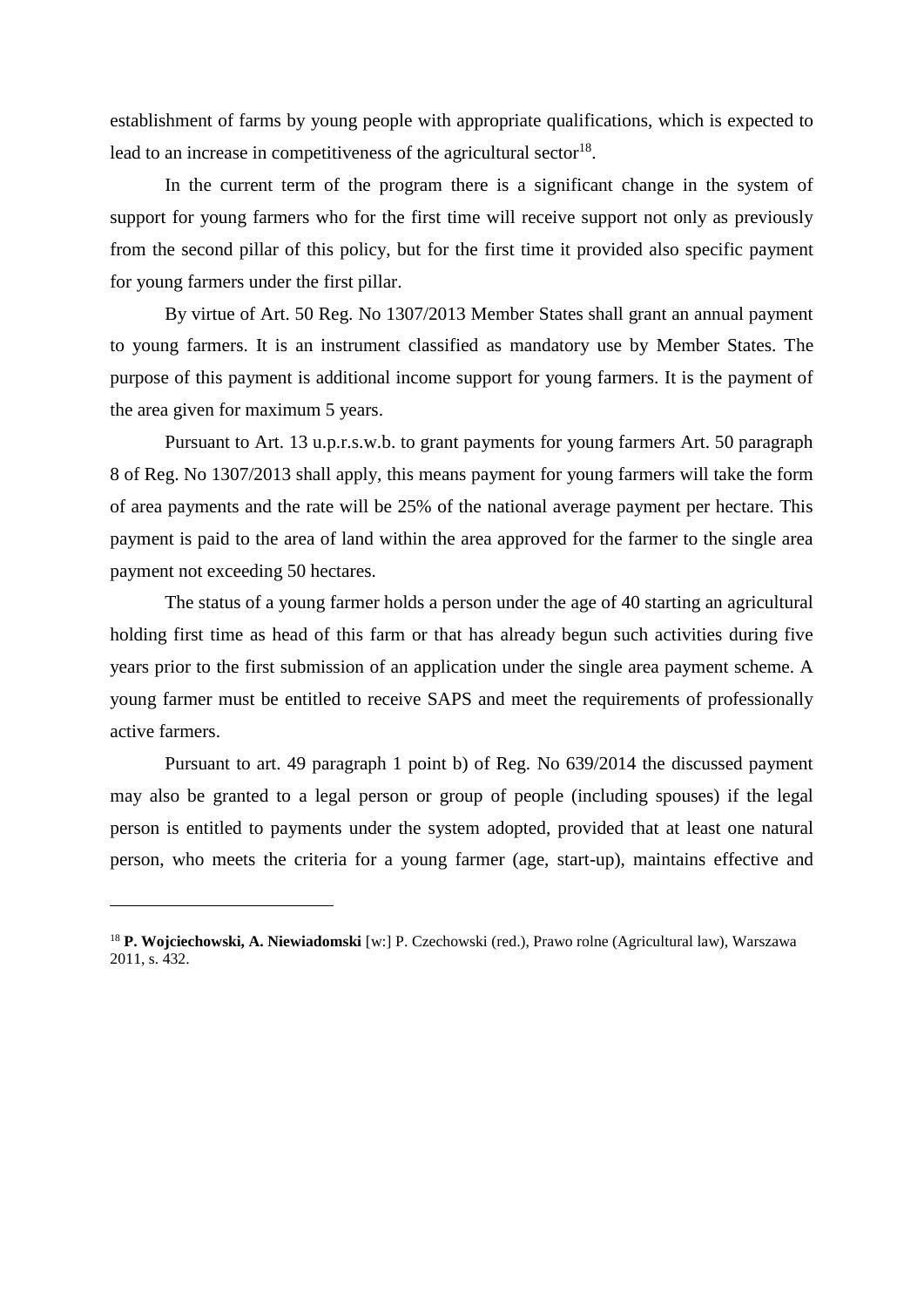establishment of farms by young people with appropriate qualifications, which is expected to lead to an increase in competitiveness of the agricultural sector[18].

In the current term of the program there is a significant change in the system of support for young farmers who for the first time will receive support not only as previously from the second pillar of this policy, but for the first time it provided also specific payment for young farmers under the first pillar.

By virtue of Art. 50 Reg. No 1307/2013 Member States shall grant an annual payment to young farmers. It is an instrument classified as mandatory use by Member States. The purpose of this payment is additional income support for young farmers. It is the payment of the area given for maximum 5 years.

Pursuant to Art. 13 u.p.r.s.w.b. to grant payments for young farmers Art. 50 paragraph 8 of Reg. No 1307/2013 shall apply, this means payment for young farmers will take the form of area payments and the rate will be 25% of the national average payment per hectare. This payment is paid to the area of land within the area approved for the farmer to the single area payment not exceeding 50 hectares.

The status of a young farmer holds a person under the age of 40 starting an agricultural holding first time as head of this farm or that has already begun such activities during five years prior to the first submission of an application under the single area payment scheme. A young farmer must be entitled to receive SAPS and meet the requirements of professionally active farmers.

Pursuant to art. 49 paragraph 1 point b) of Reg. No 639/2014 the discussed payment may also be granted to a legal person or group of people (including spouses) if the legal person is entitled to payments under the system adopted, provided that at least one natural person, who meets the criteria for a young farmer (age, start-up), maintains effective and

---

[18] **P. Wojciechowski, A. Niewiadomski** [w:] P. Czechowski (red.), Prawo rolne (Agricultural law), Warszawa 2011, s. 432.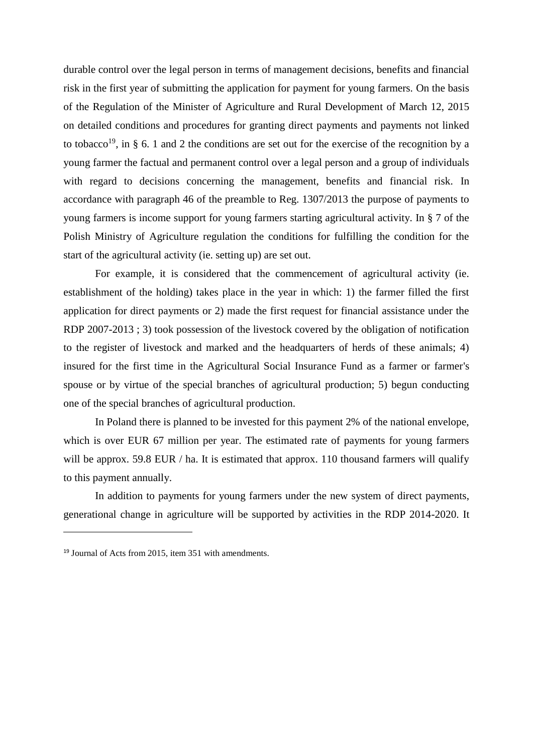durable control over the legal person in terms of management decisions, benefits and financial risk in the first year of submitting the application for payment for young farmers. On the basis of the Regulation of the Minister of Agriculture and Rural Development of March 12, 2015 on detailed conditions and procedures for granting direct payments and payments not linked to tobacco[19], in § 6. 1 and 2 the conditions are set out for the exercise of the recognition by a young farmer the factual and permanent control over a legal person and a group of individuals with regard to decisions concerning the management, benefits and financial risk. In accordance with paragraph 46 of the preamble to Reg. 1307/2013 the purpose of payments to young farmers is income support for young farmers starting agricultural activity. In § 7 of the Polish Ministry of Agriculture regulation the conditions for fulfilling the condition for the start of the agricultural activity (ie. setting up) are set out.

For example, it is considered that the commencement of agricultural activity (ie. establishment of the holding) takes place in the year in which: 1) the farmer filled the first application for direct payments or 2) made the first request for financial assistance under the RDP 2007-2013 ; 3) took possession of the livestock covered by the obligation of notification to the register of livestock and marked and the headquarters of herds of these animals; 4) insured for the first time in the Agricultural Social Insurance Fund as a farmer or farmer's spouse or by virtue of the special branches of agricultural production; 5) begun conducting one of the special branches of agricultural production.

In Poland there is planned to be invested for this payment 2% of the national envelope, which is over EUR 67 million per year. The estimated rate of payments for young farmers will be approx. 59.8 EUR / ha. It is estimated that approx. 110 thousand farmers will qualify to this payment annually.

In addition to payments for young farmers under the new system of direct payments, generational change in agriculture will be supported by activities in the RDP 2014-2020. It

---

[19] Journal of Acts from 2015, item 351 with amendments.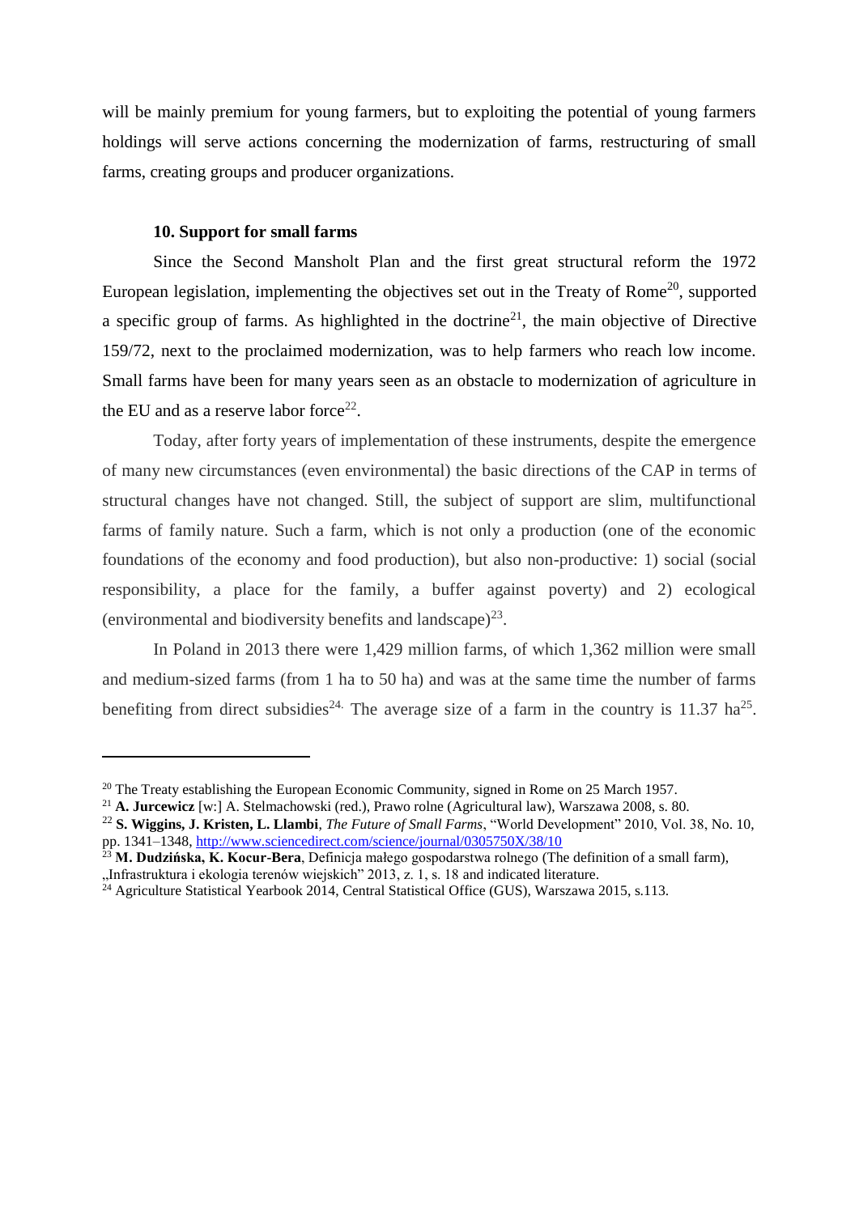will be mainly premium for young farmers, but to exploiting the potential of young farmers holdings will serve actions concerning the modernization of farms, restructuring of small farms, creating groups and producer organizations.

### 10. Support for small farms

Since the Second Mansholt Plan and the first great structural reform the 1972 European legislation, implementing the objectives set out in the Treaty of Rome[20], supported a specific group of farms. As highlighted in the doctrine[21], the main objective of Directive 159/72, next to the proclaimed modernization, was to help farmers who reach low income. Small farms have been for many years seen as an obstacle to modernization of agriculture in the EU and as a reserve labor force[22].

Today, after forty years of implementation of these instruments, despite the emergence of many new circumstances (even environmental) the basic directions of the CAP in terms of structural changes have not changed. Still, the subject of support are slim, multifunctional farms of family nature. Such a farm, which is not only a production (one of the economic foundations of the economy and food production), but also non-productive: 1) social (social responsibility, a place for the family, a buffer against poverty) and 2) ecological (environmental and biodiversity benefits and landscape)[23].

In Poland in 2013 there were 1,429 million farms, of which 1,362 million were small and medium-sized farms (from 1 ha to 50 ha) and was at the same time the number of farms benefiting from direct subsidies[24]. The average size of a farm in the country is 11.37 ha[25].

---

[20] The Treaty establishing the European Economic Community, signed in Rome on 25 March 1957.

[21] **A. Jurcewicz** [w:] A. Stelmachowski (red.), Prawo rolne (Agricultural law), Warszawa 2008, s. 80.

[22] **S. Wiggins, J. Kristen, L. Llambi**, *The Future of Small Farms*, "World Development" 2010, Vol. 38, No. 10, pp. 1341–1348, http://www.sciencedirect.com/science/journal/0305750X/38/10

[23] **M. Dudzińska, K. Kocur-Bera**, Definicja małego gospodarstwa rolnego (The definition of a small farm), „Infrastruktura i ekologia terenów wiejskich" 2013, z. 1, s. 18 and indicated literature.

[24] Agriculture Statistical Yearbook 2014, Central Statistical Office (GUS), Warszawa 2015, s.113.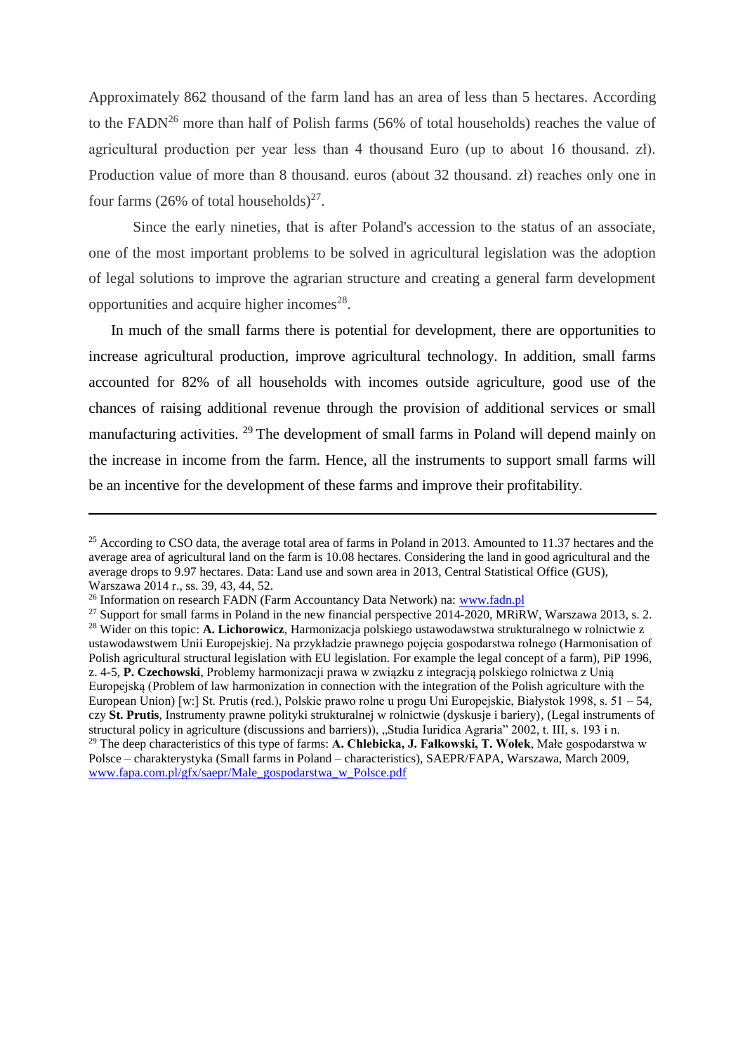Approximately 862 thousand of the farm land has an area of less than 5 hectares. According to the FADN[26] more than half of Polish farms (56% of total households) reaches the value of agricultural production per year less than 4 thousand Euro (up to about 16 thousand. zł). Production value of more than 8 thousand. euros (about 32 thousand. zł) reaches only one in four farms (26% of total households)[27].

Since the early nineties, that is after Poland's accession to the status of an associate, one of the most important problems to be solved in agricultural legislation was the adoption of legal solutions to improve the agrarian structure and creating a general farm development opportunities and acquire higher incomes[28].

In much of the small farms there is potential for development, there are opportunities to increase agricultural production, improve agricultural technology. In addition, small farms accounted for 82% of all households with incomes outside agriculture, good use of the chances of raising additional revenue through the provision of additional services or small manufacturing activities. [29] The development of small farms in Poland will depend mainly on the increase in income from the farm. Hence, all the instruments to support small farms will be an incentive for the development of these farms and improve their profitability.

---

[25] According to CSO data, the average total area of farms in Poland in 2013. Amounted to 11.37 hectares and the average area of agricultural land on the farm is 10.08 hectares. Considering the land in good agricultural and the average drops to 9.97 hectares. Data: Land use and sown area in 2013, Central Statistical Office (GUS), Warszawa 2014 r., ss. 39, 43, 44, 52.

[26] Information on research FADN (Farm Accountancy Data Network) na: www.fadn.pl

[27] Support for small farms in Poland in the new financial perspective 2014-2020, MRiRW, Warszawa 2013, s. 2.

[28] Wider on this topic: **A. Lichorowicz**, Harmonizacja polskiego ustawodawstwa strukturalnego w rolnictwie z ustawodawstwem Unii Europejskiej. Na przykładzie prawnego pojęcia gospodarstwa rolnego (Harmonisation of Polish agricultural structural legislation with EU legislation. For example the legal concept of a farm), PiP 1996, z. 4-5, **P. Czechowski**, Problemy harmonizacji prawa w związku z integracją polskiego rolnictwa z Unią Europejską (Problem of law harmonization in connection with the integration of the Polish agriculture with the European Union) [w:] St. Prutis (red.), Polskie prawo rolne u progu Uni Europejskie, Białystok 1998, s. 51 – 54, czy **St. Prutis**, Instrumenty prawne polityki strukturalnej w rolnictwie (dyskusje i bariery), (Legal instruments of structural policy in agriculture (discussions and barriers)), „Studia Iuridica Agraria" 2002, t. III, s. 193 i n.

[29] The deep characteristics of this type of farms: **A. Chlebicka, J. Fałkowski, T. Wołek**, Małe gospodarstwa w Polsce – charakterystyka (Small farms in Poland – characteristics), SAEPR/FAPA, Warszawa, March 2009, www.fapa.com.pl/gfx/saepr/Male_gospodarstwa_w_Polsce.pdf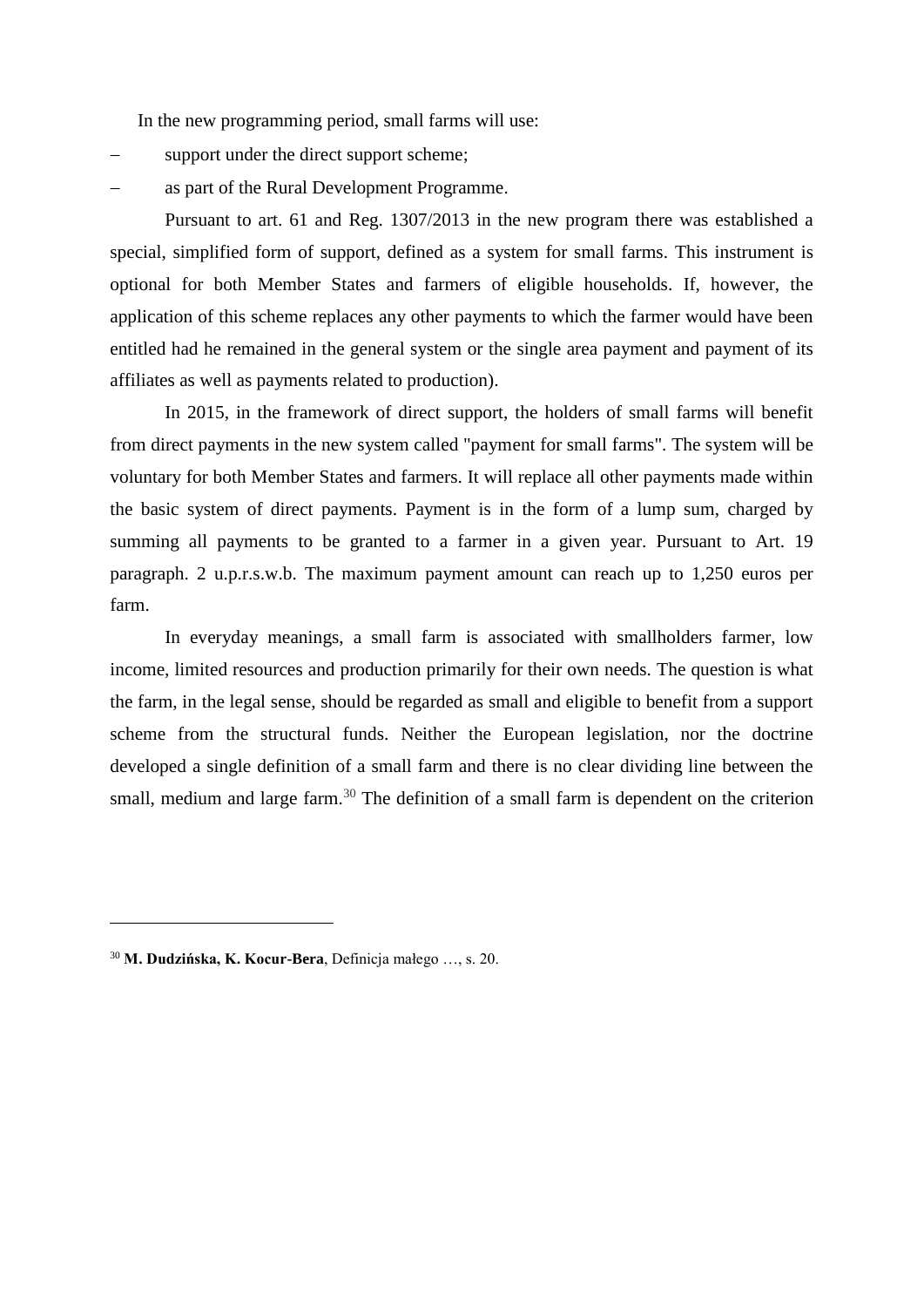In the new programming period, small farms will use:

- support under the direct support scheme;
- as part of the Rural Development Programme.

Pursuant to art. 61 and Reg. 1307/2013 in the new program there was established a special, simplified form of support, defined as a system for small farms. This instrument is optional for both Member States and farmers of eligible households. If, however, the application of this scheme replaces any other payments to which the farmer would have been entitled had he remained in the general system or the single area payment and payment of its affiliates as well as payments related to production).

In 2015, in the framework of direct support, the holders of small farms will benefit from direct payments in the new system called "payment for small farms". The system will be voluntary for both Member States and farmers. It will replace all other payments made within the basic system of direct payments. Payment is in the form of a lump sum, charged by summing all payments to be granted to a farmer in a given year. Pursuant to Art. 19 paragraph. 2 u.p.r.s.w.b. The maximum payment amount can reach up to 1,250 euros per farm.

In everyday meanings, a small farm is associated with smallholders farmer, low income, limited resources and production primarily for their own needs. The question is what the farm, in the legal sense, should be regarded as small and eligible to benefit from a support scheme from the structural funds. Neither the European legislation, nor the doctrine developed a single definition of a small farm and there is no clear dividing line between the small, medium and large farm.[30] The definition of a small farm is dependent on the criterion

---

[30] **M. Dudzińska, K. Kocur-Bera**, Definicja małego …, s. 20.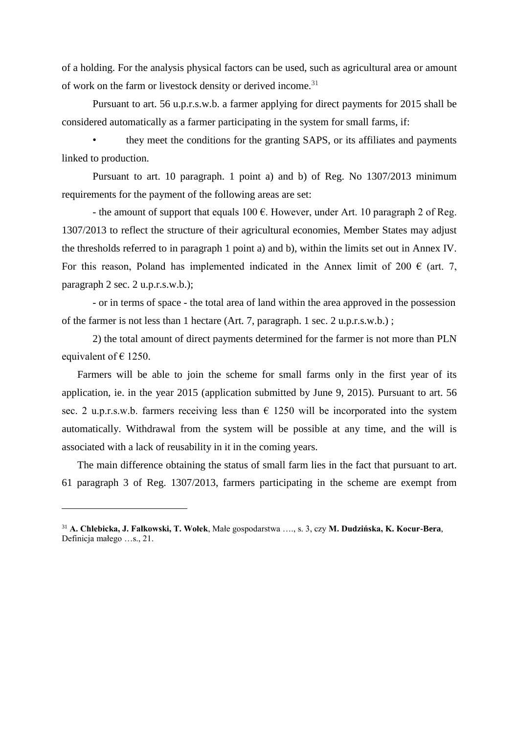of a holding. For the analysis physical factors can be used, such as agricultural area or amount of work on the farm or livestock density or derived income.[31]

Pursuant to art. 56 u.p.r.s.w.b. a farmer applying for direct payments for 2015 shall be considered automatically as a farmer participating in the system for small farms, if:

- they meet the conditions for the granting SAPS, or its affiliates and payments linked to production.

Pursuant to art. 10 paragraph. 1 point a) and b) of Reg. No 1307/2013 minimum requirements for the payment of the following areas are set:

- the amount of support that equals 100 €. However, under Art. 10 paragraph 2 of Reg. 1307/2013 to reflect the structure of their agricultural economies, Member States may adjust the thresholds referred to in paragraph 1 point a) and b), within the limits set out in Annex IV. For this reason, Poland has implemented indicated in the Annex limit of 200 € (art. 7, paragraph 2 sec. 2 u.p.r.s.w.b.);

- or in terms of space - the total area of land within the area approved in the possession of the farmer is not less than 1 hectare (Art. 7, paragraph. 1 sec. 2 u.p.r.s.w.b.) ;

2) the total amount of direct payments determined for the farmer is not more than PLN equivalent of € 1250.

Farmers will be able to join the scheme for small farms only in the first year of its application, ie. in the year 2015 (application submitted by June 9, 2015). Pursuant to art. 56 sec. 2 u.p.r.s.w.b. farmers receiving less than € 1250 will be incorporated into the system automatically. Withdrawal from the system will be possible at any time, and the will is associated with a lack of reusability in it in the coming years.

The main difference obtaining the status of small farm lies in the fact that pursuant to art. 61 paragraph 3 of Reg. 1307/2013, farmers participating in the scheme are exempt from

---

[31] **A. Chlebicka, J. Fałkowski, T. Wołek**, Małe gospodarstwa …., s. 3, czy **M. Dudzińska, K. Kocur-Bera**, Definicja małego …s., 21.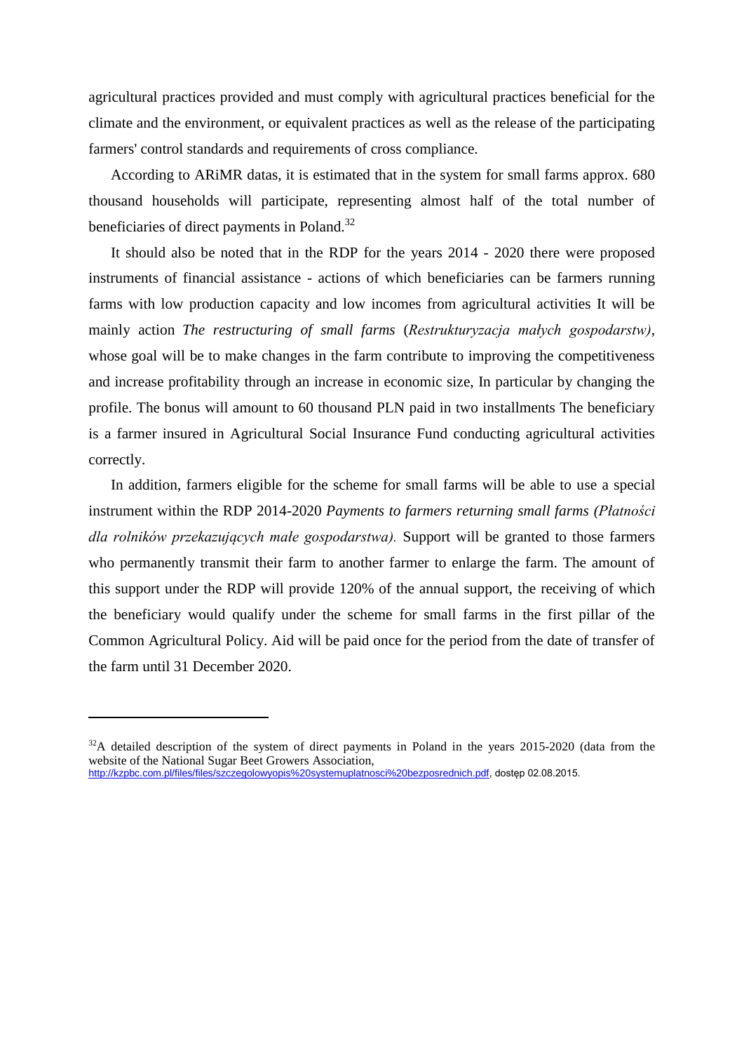agricultural practices provided and must comply with agricultural practices beneficial for the climate and the environment, or equivalent practices as well as the release of the participating farmers' control standards and requirements of cross compliance.

According to ARiMR datas, it is estimated that in the system for small farms approx. 680 thousand households will participate, representing almost half of the total number of beneficiaries of direct payments in Poland.[32]

It should also be noted that in the RDP for the years 2014 - 2020 there were proposed instruments of financial assistance - actions of which beneficiaries can be farmers running farms with low production capacity and low incomes from agricultural activities It will be mainly action *The restructuring of small farms* (*Restrukturyzacja małych gospodarstw)*, whose goal will be to make changes in the farm contribute to improving the competitiveness and increase profitability through an increase in economic size, In particular by changing the profile. The bonus will amount to 60 thousand PLN paid in two installments The beneficiary is a farmer insured in Agricultural Social Insurance Fund conducting agricultural activities correctly.

In addition, farmers eligible for the scheme for small farms will be able to use a special instrument within the RDP 2014-2020 *Payments to farmers returning small farms (Płatności dla rolników przekazujących małe gospodarstwa).* Support will be granted to those farmers who permanently transmit their farm to another farmer to enlarge the farm. The amount of this support under the RDP will provide 120% of the annual support, the receiving of which the beneficiary would qualify under the scheme for small farms in the first pillar of the Common Agricultural Policy. Aid will be paid once for the period from the date of transfer of the farm until 31 December 2020.

---

[32]A detailed description of the system of direct payments in Poland in the years 2015-2020 (data from the website of the National Sugar Beet Growers Association, http://kzpbc.com.pl/files/files/szczegolowyopis%20systemuplatnosci%20bezposrednich.pdf, dostęp 02.08.2015.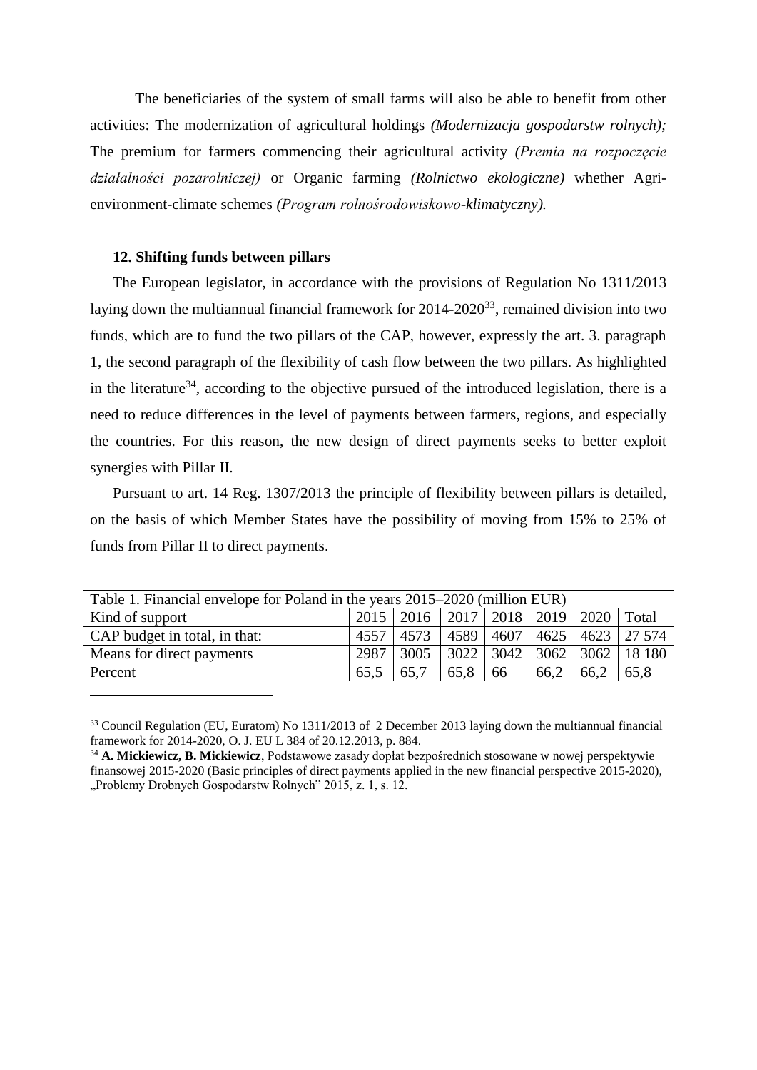The beneficiaries of the system of small farms will also be able to benefit from other activities: The modernization of agricultural holdings *(Modernizacja gospodarstw rolnych);* The premium for farmers commencing their agricultural activity *(Premia na rozpoczęcie działalności pozarolniczej)* or Organic farming *(Rolnictwo ekologiczne)* whether Agri-environment-climate schemes *(Program rolnośrodowiskowo-klimatyczny).*

**12. Shifting funds between pillars**

The European legislator, in accordance with the provisions of Regulation No 1311/2013 laying down the multiannual financial framework for 2014-2020[33], remained division into two funds, which are to fund the two pillars of the CAP, however, expressly the art. 3. paragraph 1, the second paragraph of the flexibility of cash flow between the two pillars. As highlighted in the literature[34], according to the objective pursued of the introduced legislation, there is a need to reduce differences in the level of payments between farmers, regions, and especially the countries. For this reason, the new design of direct payments seeks to better exploit synergies with Pillar II.

Pursuant to art. 14 Reg. 1307/2013 the principle of flexibility between pillars is detailed, on the basis of which Member States have the possibility of moving from 15% to 25% of funds from Pillar II to direct payments.

Table 1. Financial envelope for Poland in the years 2015–2020 (million EUR)

| Kind of support | 2015 | 2016 | 2017 | 2018 | 2019 | 2020 | Total |
|---|---|---|---|---|---|---|---|
| CAP budget in total, in that: | 4557 | 4573 | 4589 | 4607 | 4625 | 4623 | 27 574 |
| Means for direct payments | 2987 | 3005 | 3022 | 3042 | 3062 | 3062 | 18 180 |
| Percent | 65,5 | 65,7 | 65,8 | 66 | 66,2 | 66,2 | 65,8 |

[33] Council Regulation (EU, Euratom) No 1311/2013 of 2 December 2013 laying down the multiannual financial framework for 2014-2020, O. J. EU L 384 of 20.12.2013, p. 884.

[34] **A. Mickiewicz, B. Mickiewicz**, Podstawowe zasady dopłat bezpośrednich stosowane w nowej perspektywie finansowej 2015-2020 (Basic principles of direct payments applied in the new financial perspective 2015-2020), „Problemy Drobnych Gospodarstw Rolnych” 2015, z. 1, s. 12.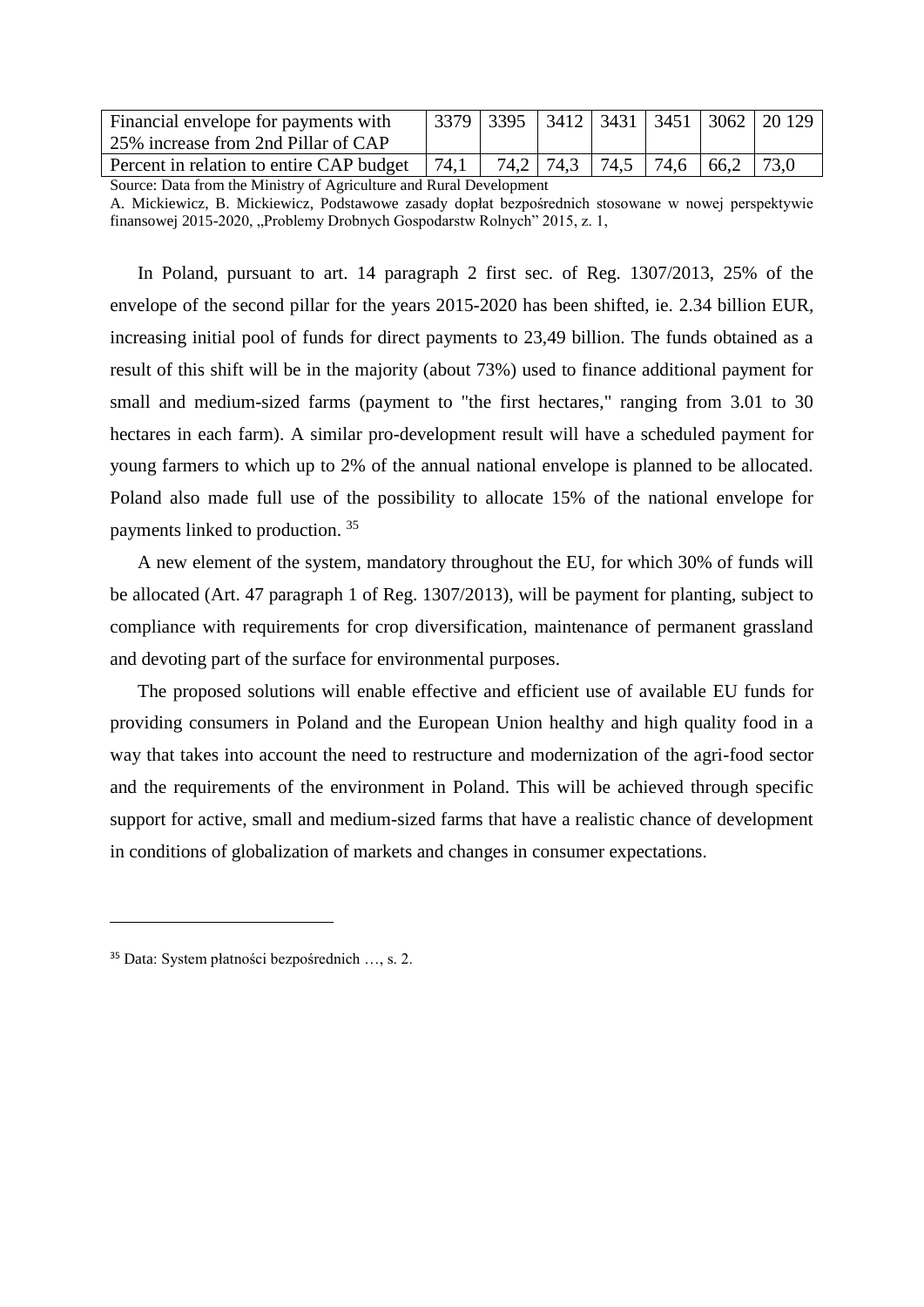| Financial envelope for payments with 25% increase from 2nd Pillar of CAP | 3379 | 3395 | 3412 | 3431 | 3451 | 3062 | 20 129 |
|---|---|---|---|---|---|---|---|
| Percent in relation to entire CAP budget | 74,1 | 74,2 | 74,3 | 74,5 | 74,6 | 66,2 | 73,0 |

Source: Data from the Ministry of Agriculture and Rural Development

A. Mickiewicz, B. Mickiewicz, Podstawowe zasady dopłat bezpośrednich stosowane w nowej perspektywie finansowej 2015-2020, „Problemy Drobnych Gospodarstw Rolnych" 2015, z. 1,

In Poland, pursuant to art. 14 paragraph 2 first sec. of Reg. 1307/2013, 25% of the envelope of the second pillar for the years 2015-2020 has been shifted, ie. 2.34 billion EUR, increasing initial pool of funds for direct payments to 23,49 billion. The funds obtained as a result of this shift will be in the majority (about 73%) used to finance additional payment for small and medium-sized farms (payment to "the first hectares," ranging from 3.01 to 30 hectares in each farm). A similar pro-development result will have a scheduled payment for young farmers to which up to 2% of the annual national envelope is planned to be allocated. Poland also made full use of the possibility to allocate 15% of the national envelope for payments linked to production. [35]

A new element of the system, mandatory throughout the EU, for which 30% of funds will be allocated (Art. 47 paragraph 1 of Reg. 1307/2013), will be payment for planting, subject to compliance with requirements for crop diversification, maintenance of permanent grassland and devoting part of the surface for environmental purposes.

The proposed solutions will enable effective and efficient use of available EU funds for providing consumers in Poland and the European Union healthy and high quality food in a way that takes into account the need to restructure and modernization of the agri-food sector and the requirements of the environment in Poland. This will be achieved through specific support for active, small and medium-sized farms that have a realistic chance of development in conditions of globalization of markets and changes in consumer expectations.

[35] Data: System płatności bezpośrednich …, s. 2.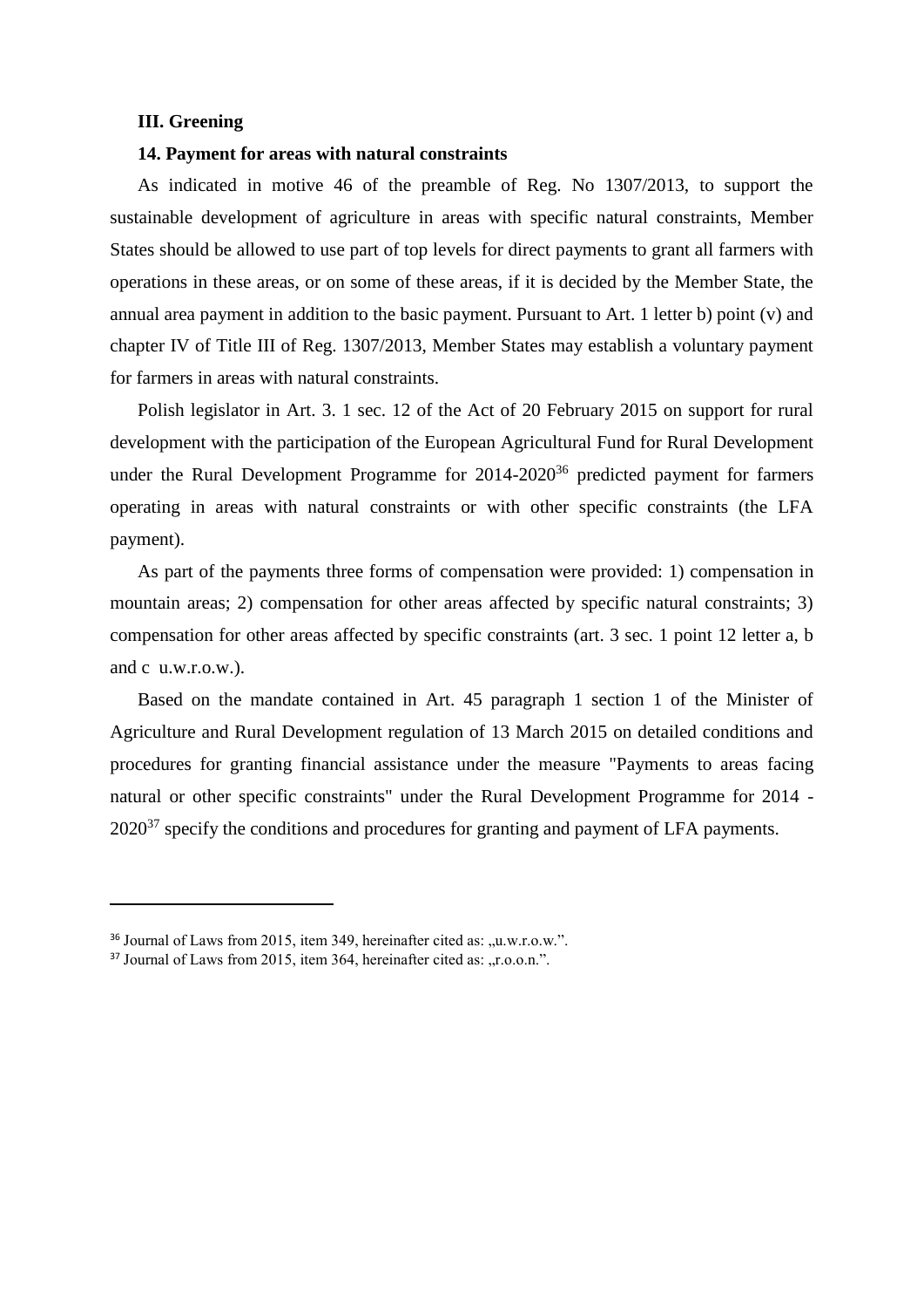### III. Greening

### 14. Payment for areas with natural constraints

As indicated in motive 46 of the preamble of Reg. No 1307/2013, to support the sustainable development of agriculture in areas with specific natural constraints, Member States should be allowed to use part of top levels for direct payments to grant all farmers with operations in these areas, or on some of these areas, if it is decided by the Member State, the annual area payment in addition to the basic payment. Pursuant to Art. 1 letter b) point (v) and chapter IV of Title III of Reg. 1307/2013, Member States may establish a voluntary payment for farmers in areas with natural constraints.

Polish legislator in Art. 3. 1 sec. 12 of the Act of 20 February 2015 on support for rural development with the participation of the European Agricultural Fund for Rural Development under the Rural Development Programme for 2014-2020[36] predicted payment for farmers operating in areas with natural constraints or with other specific constraints (the LFA payment).

As part of the payments three forms of compensation were provided: 1) compensation in mountain areas; 2) compensation for other areas affected by specific natural constraints; 3) compensation for other areas affected by specific constraints (art. 3 sec. 1 point 12 letter a, b and c u.w.r.o.w.).

Based on the mandate contained in Art. 45 paragraph 1 section 1 of the Minister of Agriculture and Rural Development regulation of 13 March 2015 on detailed conditions and procedures for granting financial assistance under the measure "Payments to areas facing natural or other specific constraints" under the Rural Development Programme for 2014 - 2020[37] specify the conditions and procedures for granting and payment of LFA payments.

---

[36] Journal of Laws from 2015, item 349, hereinafter cited as: „u.w.r.o.w.".

[37] Journal of Laws from 2015, item 364, hereinafter cited as: „r.o.o.n.".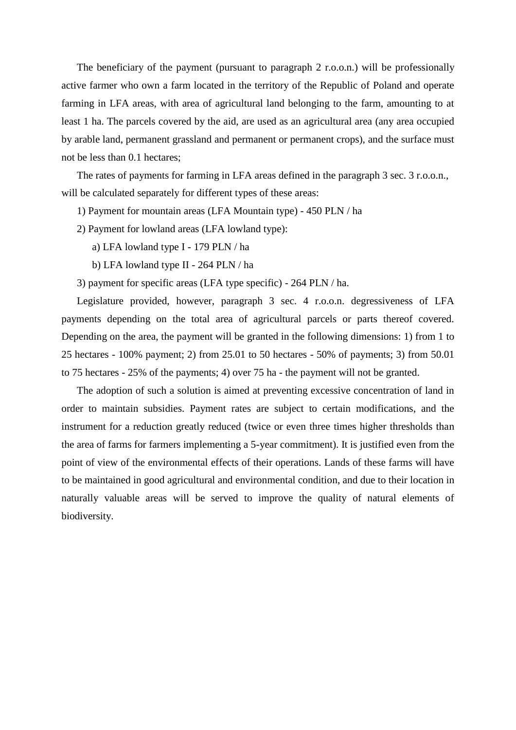The beneficiary of the payment (pursuant to paragraph 2 r.o.o.n.) will be professionally active farmer who own a farm located in the territory of the Republic of Poland and operate farming in LFA areas, with area of agricultural land belonging to the farm, amounting to at least 1 ha. The parcels covered by the aid, are used as an agricultural area (any area occupied by arable land, permanent grassland and permanent or permanent crops), and the surface must not be less than 0.1 hectares;

The rates of payments for farming in LFA areas defined in the paragraph 3 sec. 3 r.o.o.n., will be calculated separately for different types of these areas:

1) Payment for mountain areas (LFA Mountain type) - 450 PLN / ha

2) Payment for lowland areas (LFA lowland type):

   a) LFA lowland type I - 179 PLN / ha

   b) LFA lowland type II - 264 PLN / ha

3) payment for specific areas (LFA type specific) - 264 PLN / ha.

Legislature provided, however, paragraph 3 sec. 4 r.o.o.n. degressiveness of LFA payments depending on the total area of agricultural parcels or parts thereof covered. Depending on the area, the payment will be granted in the following dimensions: 1) from 1 to 25 hectares - 100% payment; 2) from 25.01 to 50 hectares - 50% of payments; 3) from 50.01 to 75 hectares - 25% of the payments; 4) over 75 ha - the payment will not be granted.

The adoption of such a solution is aimed at preventing excessive concentration of land in order to maintain subsidies. Payment rates are subject to certain modifications, and the instrument for a reduction greatly reduced (twice or even three times higher thresholds than the area of farms for farmers implementing a 5-year commitment). It is justified even from the point of view of the environmental effects of their operations. Lands of these farms will have to be maintained in good agricultural and environmental condition, and due to their location in naturally valuable areas will be served to improve the quality of natural elements of biodiversity.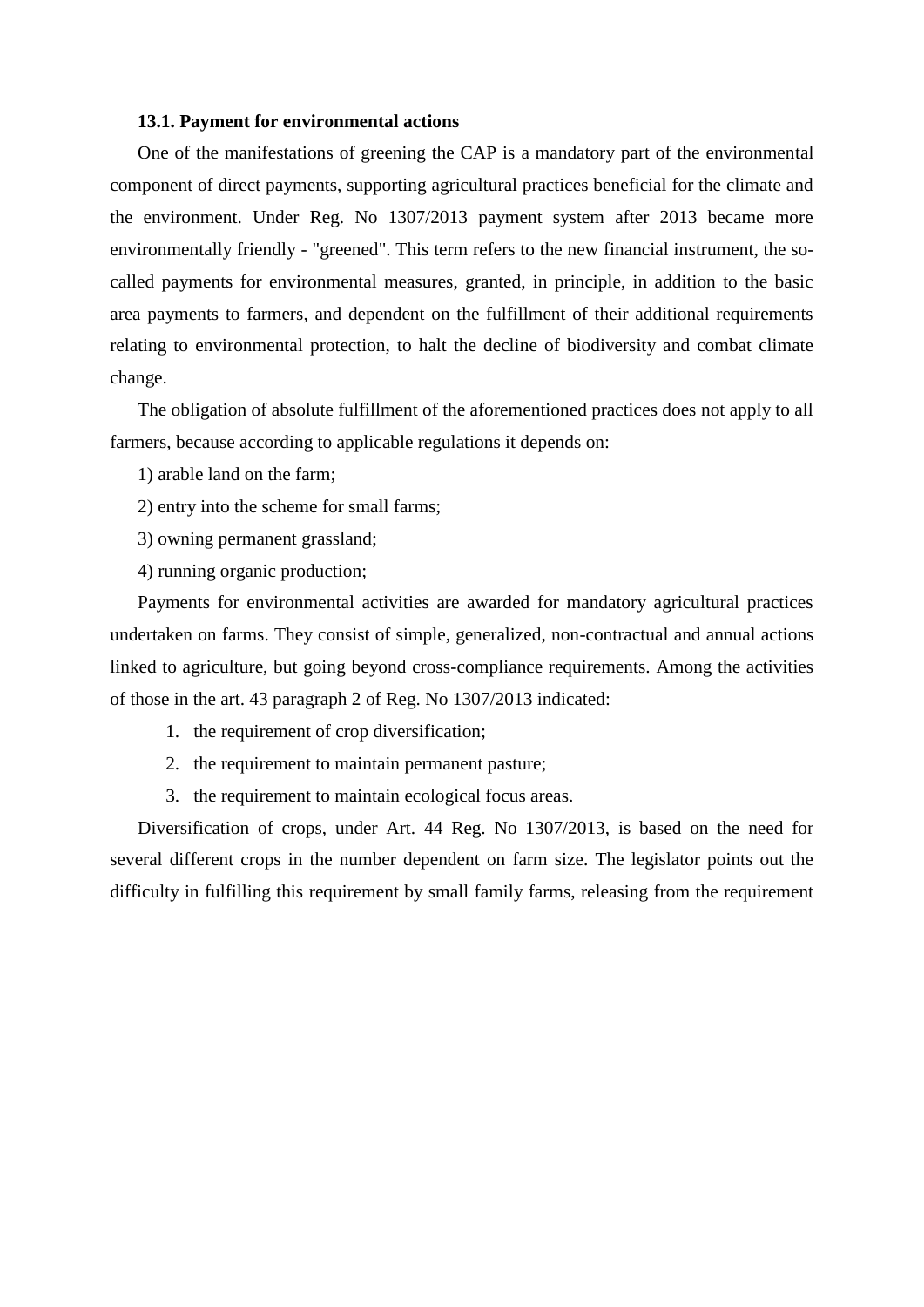**13.1. Payment for environmental actions**

One of the manifestations of greening the CAP is a mandatory part of the environmental component of direct payments, supporting agricultural practices beneficial for the climate and the environment. Under Reg. No 1307/2013 payment system after 2013 became more environmentally friendly - "greened". This term refers to the new financial instrument, the so-called payments for environmental measures, granted, in principle, in addition to the basic area payments to farmers, and dependent on the fulfillment of their additional requirements relating to environmental protection, to halt the decline of biodiversity and combat climate change.

The obligation of absolute fulfillment of the aforementioned practices does not apply to all farmers, because according to applicable regulations it depends on:

1) arable land on the farm;

2) entry into the scheme for small farms;

3) owning permanent grassland;

4) running organic production;

Payments for environmental activities are awarded for mandatory agricultural practices undertaken on farms. They consist of simple, generalized, non-contractual and annual actions linked to agriculture, but going beyond cross-compliance requirements. Among the activities of those in the art. 43 paragraph 2 of Reg. No 1307/2013 indicated:

1. the requirement of crop diversification;
2. the requirement to maintain permanent pasture;
3. the requirement to maintain ecological focus areas.

Diversification of crops, under Art. 44 Reg. No 1307/2013, is based on the need for several different crops in the number dependent on farm size. The legislator points out the difficulty in fulfilling this requirement by small family farms, releasing from the requirement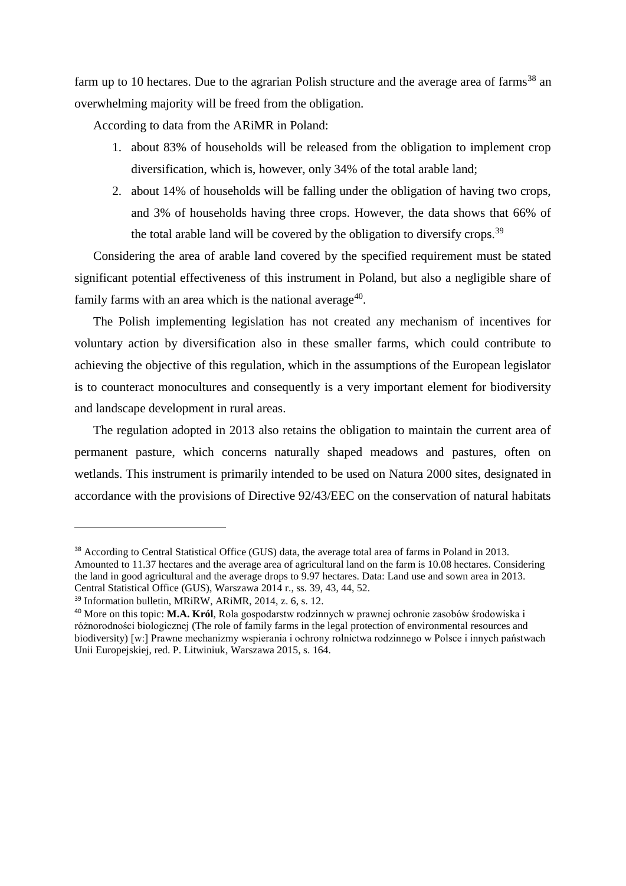farm up to 10 hectares. Due to the agrarian Polish structure and the average area of farms[38] an overwhelming majority will be freed from the obligation.

According to data from the ARiMR in Poland:

1. about 83% of households will be released from the obligation to implement crop diversification, which is, however, only 34% of the total arable land;
2. about 14% of households will be falling under the obligation of having two crops, and 3% of households having three crops. However, the data shows that 66% of the total arable land will be covered by the obligation to diversify crops.[39]

Considering the area of arable land covered by the specified requirement must be stated significant potential effectiveness of this instrument in Poland, but also a negligible share of family farms with an area which is the national average[40].

The Polish implementing legislation has not created any mechanism of incentives for voluntary action by diversification also in these smaller farms, which could contribute to achieving the objective of this regulation, which in the assumptions of the European legislator is to counteract monocultures and consequently is a very important element for biodiversity and landscape development in rural areas.

The regulation adopted in 2013 also retains the obligation to maintain the current area of permanent pasture, which concerns naturally shaped meadows and pastures, often on wetlands. This instrument is primarily intended to be used on Natura 2000 sites, designated in accordance with the provisions of Directive 92/43/EEC on the conservation of natural habitats

---

[38] According to Central Statistical Office (GUS) data, the average total area of farms in Poland in 2013. Amounted to 11.37 hectares and the average area of agricultural land on the farm is 10.08 hectares. Considering the land in good agricultural and the average drops to 9.97 hectares. Data: Land use and sown area in 2013. Central Statistical Office (GUS), Warszawa 2014 r., ss. 39, 43, 44, 52.

[39] Information bulletin, MRiRW, ARiMR, 2014, z. 6, s. 12.

[40] More on this topic: **M.A. Król**, Rola gospodarstw rodzinnych w prawnej ochronie zasobów środowiska i różnorodności biologicznej (The role of family farms in the legal protection of environmental resources and biodiversity) [w:] Prawne mechanizmy wspierania i ochrony rolnictwa rodzinnego w Polsce i innych państwach Unii Europejskiej, red. P. Litwiniuk, Warszawa 2015, s. 164.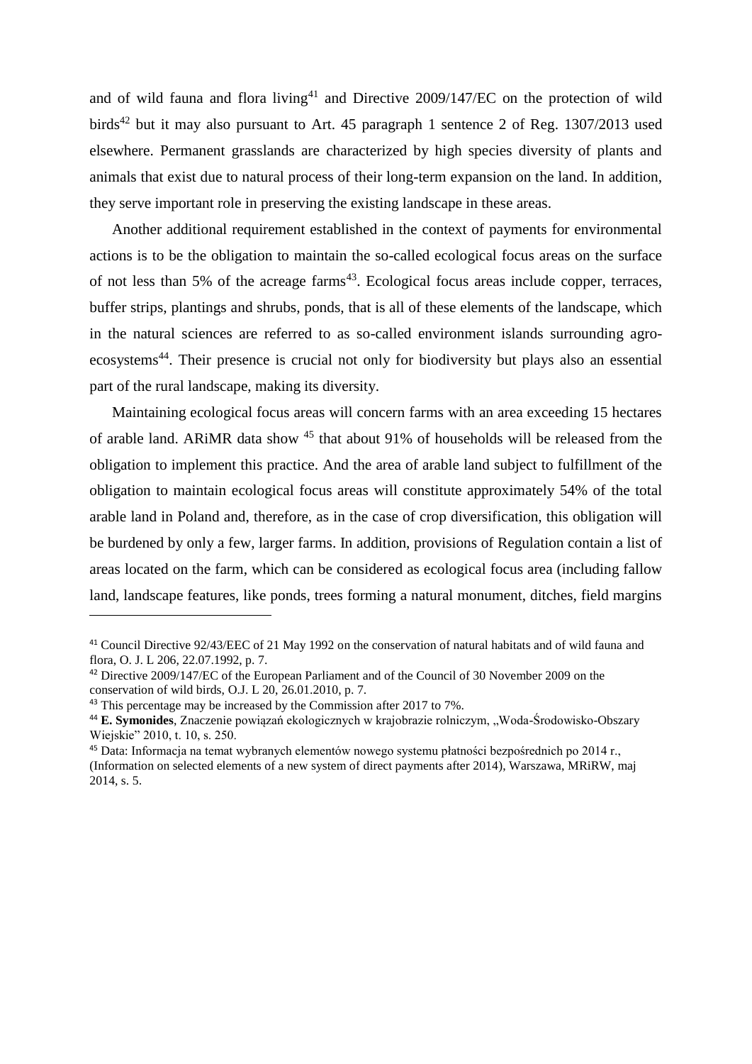and of wild fauna and flora living[41] and Directive 2009/147/EC on the protection of wild birds[42] but it may also pursuant to Art. 45 paragraph 1 sentence 2 of Reg. 1307/2013 used elsewhere. Permanent grasslands are characterized by high species diversity of plants and animals that exist due to natural process of their long-term expansion on the land. In addition, they serve important role in preserving the existing landscape in these areas.

Another additional requirement established in the context of payments for environmental actions is to be the obligation to maintain the so-called ecological focus areas on the surface of not less than 5% of the acreage farms[43]. Ecological focus areas include copper, terraces, buffer strips, plantings and shrubs, ponds, that is all of these elements of the landscape, which in the natural sciences are referred to as so-called environment islands surrounding agro-ecosystems[44]. Their presence is crucial not only for biodiversity but plays also an essential part of the rural landscape, making its diversity.

Maintaining ecological focus areas will concern farms with an area exceeding 15 hectares of arable land. ARiMR data show [45] that about 91% of households will be released from the obligation to implement this practice. And the area of arable land subject to fulfillment of the obligation to maintain ecological focus areas will constitute approximately 54% of the total arable land in Poland and, therefore, as in the case of crop diversification, this obligation will be burdened by only a few, larger farms. In addition, provisions of Regulation contain a list of areas located on the farm, which can be considered as ecological focus area (including fallow land, landscape features, like ponds, trees forming a natural monument, ditches, field margins

---

[41] Council Directive 92/43/EEC of 21 May 1992 on the conservation of natural habitats and of wild fauna and flora, O. J. L 206, 22.07.1992, p. 7.

[42] Directive 2009/147/EC of the European Parliament and of the Council of 30 November 2009 on the conservation of wild birds, O.J. L 20, 26.01.2010, p. 7.

[43] This percentage may be increased by the Commission after 2017 to 7%.

[44] **E. Symonides**, Znaczenie powiązań ekologicznych w krajobrazie rolniczym, „Woda-Środowisko-Obszary Wiejskie" 2010, t. 10, s. 250.

[45] Data: Informacja na temat wybranych elementów nowego systemu płatności bezpośrednich po 2014 r., (Information on selected elements of a new system of direct payments after 2014), Warszawa, MRiRW, maj 2014, s. 5.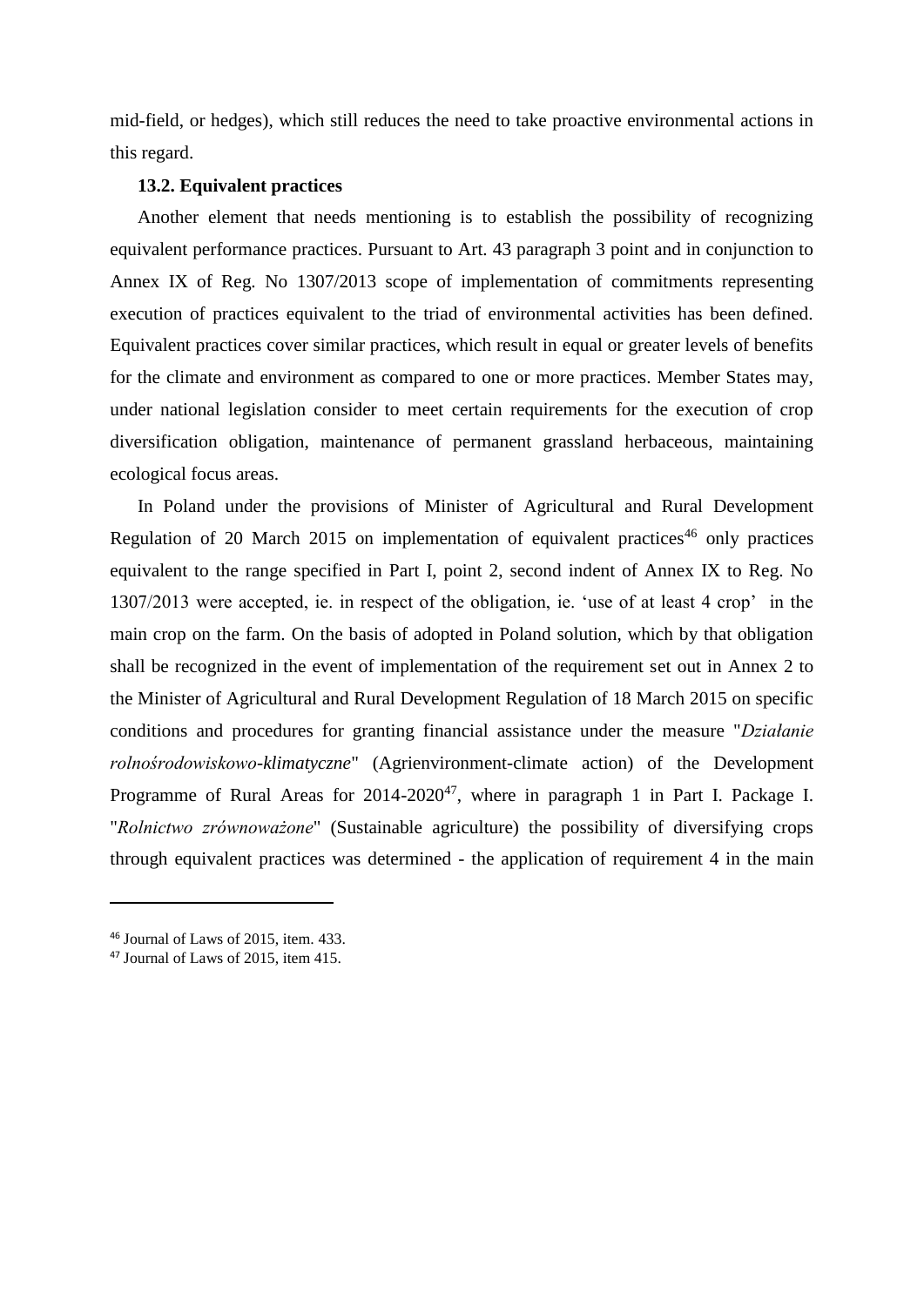mid-field, or hedges), which still reduces the need to take proactive environmental actions in this regard.

### 13.2. Equivalent practices

Another element that needs mentioning is to establish the possibility of recognizing equivalent performance practices. Pursuant to Art. 43 paragraph 3 point and in conjunction to Annex IX of Reg. No 1307/2013 scope of implementation of commitments representing execution of practices equivalent to the triad of environmental activities has been defined. Equivalent practices cover similar practices, which result in equal or greater levels of benefits for the climate and environment as compared to one or more practices. Member States may, under national legislation consider to meet certain requirements for the execution of crop diversification obligation, maintenance of permanent grassland herbaceous, maintaining ecological focus areas.

In Poland under the provisions of Minister of Agricultural and Rural Development Regulation of 20 March 2015 on implementation of equivalent practices[46] only practices equivalent to the range specified in Part I, point 2, second indent of Annex IX to Reg. No 1307/2013 were accepted, ie. in respect of the obligation, ie. 'use of at least 4 crop' in the main crop on the farm. On the basis of adopted in Poland solution, which by that obligation shall be recognized in the event of implementation of the requirement set out in Annex 2 to the Minister of Agricultural and Rural Development Regulation of 18 March 2015 on specific conditions and procedures for granting financial assistance under the measure "*Działanie rolnośrodowiskowo-klimatyczne*" (Agrienvironment-climate action) of the Development Programme of Rural Areas for 2014-2020[47], where in paragraph 1 in Part I. Package I. "*Rolnictwo zrównoważone*" (Sustainable agriculture) the possibility of diversifying crops through equivalent practices was determined - the application of requirement 4 in the main

---

[46] Journal of Laws of 2015, item. 433.

[47] Journal of Laws of 2015, item 415.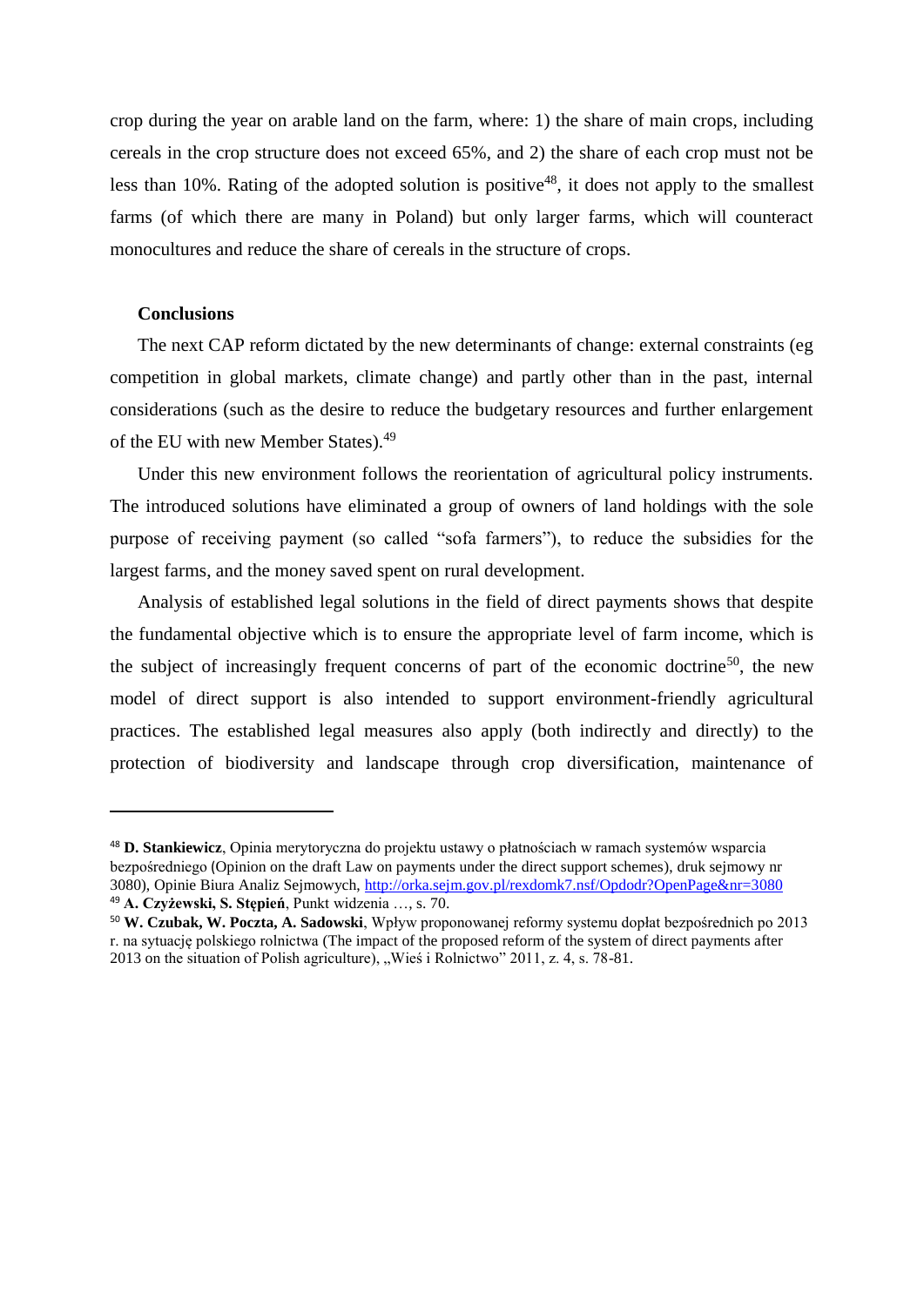crop during the year on arable land on the farm, where: 1) the share of main crops, including cereals in the crop structure does not exceed 65%, and 2) the share of each crop must not be less than 10%. Rating of the adopted solution is positive[48], it does not apply to the smallest farms (of which there are many in Poland) but only larger farms, which will counteract monocultures and reduce the share of cereals in the structure of crops.

**Conclusions**

The next CAP reform dictated by the new determinants of change: external constraints (eg competition in global markets, climate change) and partly other than in the past, internal considerations (such as the desire to reduce the budgetary resources and further enlargement of the EU with new Member States).[49]

Under this new environment follows the reorientation of agricultural policy instruments. The introduced solutions have eliminated a group of owners of land holdings with the sole purpose of receiving payment (so called "sofa farmers"), to reduce the subsidies for the largest farms, and the money saved spent on rural development.

Analysis of established legal solutions in the field of direct payments shows that despite the fundamental objective which is to ensure the appropriate level of farm income, which is the subject of increasingly frequent concerns of part of the economic doctrine[50], the new model of direct support is also intended to support environment-friendly agricultural practices. The established legal measures also apply (both indirectly and directly) to the protection of biodiversity and landscape through crop diversification, maintenance of

---

[48] **D. Stankiewicz**, Opinia merytoryczna do projektu ustawy o płatnościach w ramach systemów wsparcia bezpośredniego (Opinion on the draft Law on payments under the direct support schemes), druk sejmowy nr 3080), Opinie Biura Analiz Sejmowych, http://orka.sejm.gov.pl/rexdomk7.nsf/Opdodr?OpenPage&nr=3080

[49] **A. Czyżewski, S. Stępień**, Punkt widzenia …, s. 70.

[50] **W. Czubak, W. Poczta, A. Sadowski**, Wpływ proponowanej reformy systemu dopłat bezpośrednich po 2013 r. na sytuację polskiego rolnictwa (The impact of the proposed reform of the system of direct payments after 2013 on the situation of Polish agriculture), „Wieś i Rolnictwo" 2011, z. 4, s. 78-81.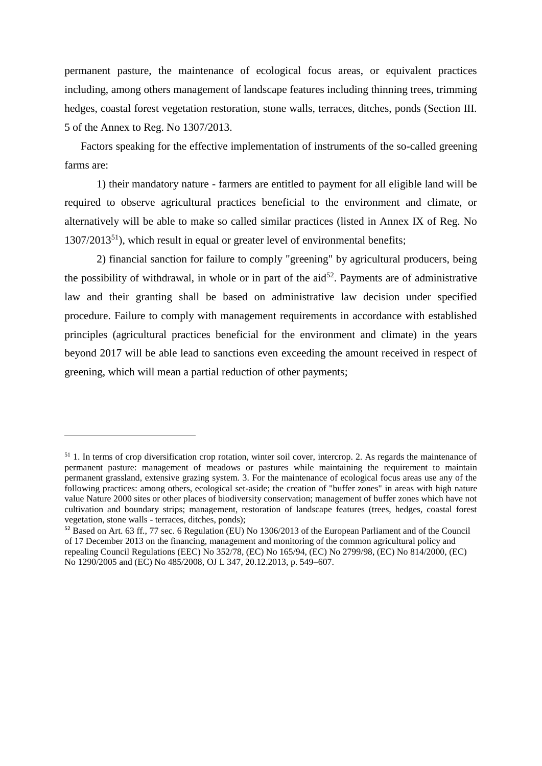permanent pasture, the maintenance of ecological focus areas, or equivalent practices including, among others management of landscape features including thinning trees, trimming hedges, coastal forest vegetation restoration, stone walls, terraces, ditches, ponds (Section III. 5 of the Annex to Reg. No 1307/2013.

Factors speaking for the effective implementation of instruments of the so-called greening farms are:

1) their mandatory nature - farmers are entitled to payment for all eligible land will be required to observe agricultural practices beneficial to the environment and climate, or alternatively will be able to make so called similar practices (listed in Annex IX of Reg. No 1307/2013[51]), which result in equal or greater level of environmental benefits;

2) financial sanction for failure to comply "greening" by agricultural producers, being the possibility of withdrawal, in whole or in part of the aid[52]. Payments are of administrative law and their granting shall be based on administrative law decision under specified procedure. Failure to comply with management requirements in accordance with established principles (agricultural practices beneficial for the environment and climate) in the years beyond 2017 will be able lead to sanctions even exceeding the amount received in respect of greening, which will mean a partial reduction of other payments;

---

[51] 1. In terms of crop diversification crop rotation, winter soil cover, intercrop. 2. As regards the maintenance of permanent pasture: management of meadows or pastures while maintaining the requirement to maintain permanent grassland, extensive grazing system. 3. For the maintenance of ecological focus areas use any of the following practices: among others, ecological set-aside; the creation of "buffer zones" in areas with high nature value Nature 2000 sites or other places of biodiversity conservation; management of buffer zones which have not cultivation and boundary strips; management, restoration of landscape features (trees, hedges, coastal forest vegetation, stone walls - terraces, ditches, ponds);

[52] Based on Art. 63 ff., 77 sec. 6 Regulation (EU) No 1306/2013 of the European Parliament and of the Council of 17 December 2013 on the financing, management and monitoring of the common agricultural policy and repealing Council Regulations (EEC) No 352/78, (EC) No 165/94, (EC) No 2799/98, (EC) No 814/2000, (EC) No 1290/2005 and (EC) No 485/2008, OJ L 347, 20.12.2013, p. 549–607.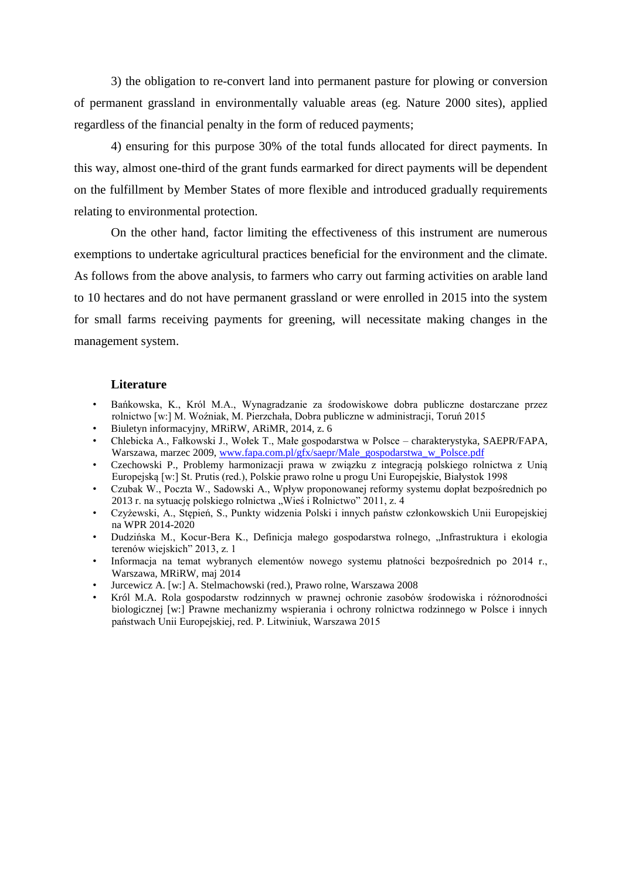3) the obligation to re-convert land into permanent pasture for plowing or conversion of permanent grassland in environmentally valuable areas (eg. Nature 2000 sites), applied regardless of the financial penalty in the form of reduced payments;

4) ensuring for this purpose 30% of the total funds allocated for direct payments. In this way, almost one-third of the grant funds earmarked for direct payments will be dependent on the fulfillment by Member States of more flexible and introduced gradually requirements relating to environmental protection.

On the other hand, factor limiting the effectiveness of this instrument are numerous exemptions to undertake agricultural practices beneficial for the environment and the climate. As follows from the above analysis, to farmers who carry out farming activities on arable land to 10 hectares and do not have permanent grassland or were enrolled in 2015 into the system for small farms receiving payments for greening, will necessitate making changes in the management system.

## Literature

- Bańkowska, K., Król M.A., Wynagradzanie za środowiskowe dobra publiczne dostarczane przez rolnictwo [w:] M. Woźniak, M. Pierzchała, Dobra publiczne w administracji, Toruń 2015
- Biuletyn informacyjny, MRiRW, ARiMR, 2014, z. 6
- Chlebicka A., Fałkowski J., Wołek T., Małe gospodarstwa w Polsce – charakterystyka, SAEPR/FAPA, Warszawa, marzec 2009, www.fapa.com.pl/gfx/saepr/Male_gospodarstwa_w_Polsce.pdf
- Czechowski P., Problemy harmonizacji prawa w związku z integracją polskiego rolnictwa z Unią Europejską [w:] St. Prutis (red.), Polskie prawo rolne u progu Uni Europejskie, Białystok 1998
- Czubak W., Poczta W., Sadowski A., Wpływ proponowanej reformy systemu dopłat bezpośrednich po 2013 r. na sytuację polskiego rolnictwa „Wieś i Rolnictwo" 2011, z. 4
- Czyżewski, A., Stępień, S., Punkty widzenia Polski i innych państw członkowskich Unii Europejskiej na WPR 2014-2020
- Dudzińska M., Kocur-Bera K., Definicja małego gospodarstwa rolnego, „Infrastruktura i ekologia terenów wiejskich" 2013, z. 1
- Informacja na temat wybranych elementów nowego systemu płatności bezpośrednich po 2014 r., Warszawa, MRiRW, maj 2014
- Jurcewicz A. [w:] A. Stelmachowski (red.), Prawo rolne, Warszawa 2008
- Król M.A. Rola gospodarstw rodzinnych w prawnej ochronie zasobów środowiska i różnorodności biologicznej [w:] Prawne mechanizmy wspierania i ochrony rolnictwa rodzinnego w Polsce i innych państwach Unii Europejskiej, red. P. Litwiniuk, Warszawa 2015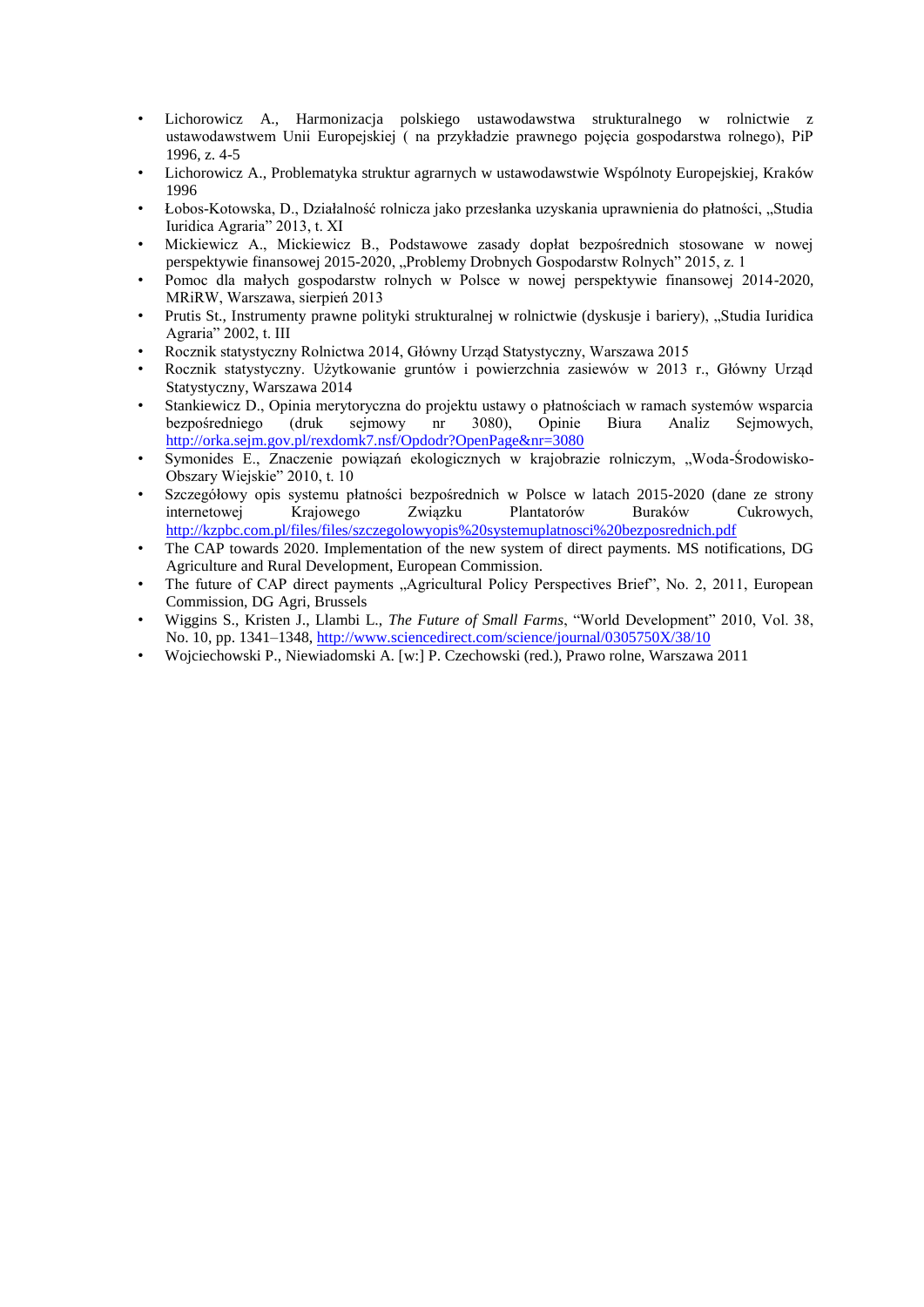- Lichorowicz A., Harmonizacja polskiego ustawodawstwa strukturalnego w rolnictwie z ustawodawstwem Unii Europejskiej ( na przykładzie prawnego pojęcia gospodarstwa rolnego), PiP 1996, z. 4-5
- Lichorowicz A., Problematyka struktur agrarnych w ustawodawstwie Wspólnoty Europejskiej, Kraków 1996
- Łobos-Kotowska, D., Działalność rolnicza jako przesłanka uzyskania uprawnienia do płatności, „Studia Iuridica Agraria" 2013, t. XI
- Mickiewicz A., Mickiewicz B., Podstawowe zasady dopłat bezpośrednich stosowane w nowej perspektywie finansowej 2015-2020, „Problemy Drobnych Gospodarstw Rolnych" 2015, z. 1
- Pomoc dla małych gospodarstw rolnych w Polsce w nowej perspektywie finansowej 2014-2020, MRiRW, Warszawa, sierpień 2013
- Prutis St., Instrumenty prawne polityki strukturalnej w rolnictwie (dyskusje i bariery), „Studia Iuridica Agraria" 2002, t. III
- Rocznik statystyczny Rolnictwa 2014, Główny Urząd Statystyczny, Warszawa 2015
- Rocznik statystyczny. Użytkowanie gruntów i powierzchnia zasiewów w 2013 r., Główny Urząd Statystyczny, Warszawa 2014
- Stankiewicz D., Opinia merytoryczna do projektu ustawy o płatnościach w ramach systemów wsparcia bezpośredniego (druk sejmowy nr 3080), Opinie Biura Analiz Sejmowych, http://orka.sejm.gov.pl/rexdomk7.nsf/Opdodr?OpenPage&nr=3080
- Symonides E., Znaczenie powiązań ekologicznych w krajobrazie rolniczym, „Woda-Środowisko-Obszary Wiejskie" 2010, t. 10
- Szczegółowy opis systemu płatności bezpośrednich w Polsce w latach 2015-2020 (dane ze strony internetowej Krajowego Związku Plantatorów Buraków Cukrowych, http://kzpbc.com.pl/files/files/szczegolowyopis%20systemuplatnosci%20bezposrednich.pdf
- The CAP towards 2020. Implementation of the new system of direct payments. MS notifications, DG Agriculture and Rural Development, European Commission.
- The future of CAP direct payments „Agricultural Policy Perspectives Brief", No. 2, 2011, European Commission, DG Agri, Brussels
- Wiggins S., Kristen J., Llambi L., *The Future of Small Farms*, "World Development" 2010, Vol. 38, No. 10, pp. 1341–1348, http://www.sciencedirect.com/science/journal/0305750X/38/10
- Wojciechowski P., Niewiadomski A. [w:] P. Czechowski (red.), Prawo rolne, Warszawa 2011